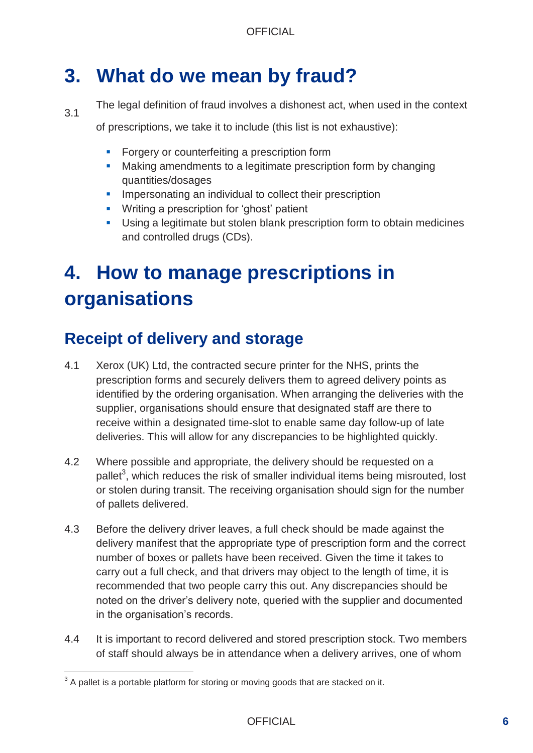# 3. What do we mean by fraud?

3.1 The legal definition of fraud involves a dishonest act, when used in the context of prescriptions, we take it to include (this list is not exhaustive):

- Forgery or counterfeiting a prescription form
- Making amendments to a legitimate prescription form by changing quantities/dosages
- Impersonating an individual to collect their prescription
- Writing a prescription for 'ghost' patient
- Using a legitimate but stolen blank prescription form to obtain medicines and controlled drugs (CDs).

# 4. How to manage prescriptions in organisations

## Receipt of delivery and storage

4.1 Xerox (UK) Ltd, the contracted secure printer for the NHS, prints the prescription forms and securely delivers them to agreed delivery points as identified by the ordering organisation. When arranging the deliveries with the supplier, organisations should ensure that designated staff are there to receive within a designated time-slot to enable same day follow-up of late deliveries. This will allow for any discrepancies to be highlighted quickly.

4.2 Where possible and appropriate, the delivery should be requested on a pallet[3], which reduces the risk of smaller individual items being misrouted, lost or stolen during transit. The receiving organisation should sign for the number of pallets delivered.

4.3 Before the delivery driver leaves, a full check should be made against the delivery manifest that the appropriate type of prescription form and the correct number of boxes or pallets have been received. Given the time it takes to carry out a full check, and that drivers may object to the length of time, it is recommended that two people carry this out. Any discrepancies should be noted on the driver's delivery note, queried with the supplier and documented in the organisation's records.

4.4 It is important to record delivered and stored prescription stock. Two members of staff should always be in attendance when a delivery arrives, one of whom

[3] A pallet is a portable platform for storing or moving goods that are stacked on it.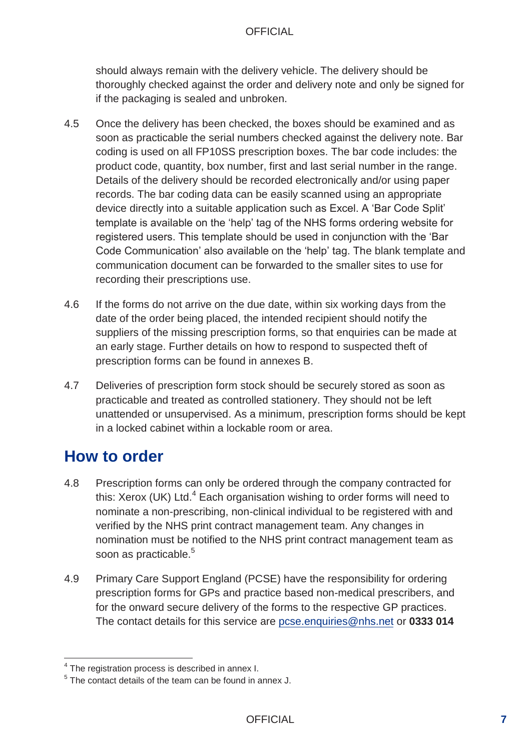should always remain with the delivery vehicle. The delivery should be thoroughly checked against the order and delivery note and only be signed for if the packaging is sealed and unbroken.

4.5 Once the delivery has been checked, the boxes should be examined and as soon as practicable the serial numbers checked against the delivery note. Bar coding is used on all FP10SS prescription boxes. The bar code includes: the product code, quantity, box number, first and last serial number in the range. Details of the delivery should be recorded electronically and/or using paper records. The bar coding data can be easily scanned using an appropriate device directly into a suitable application such as Excel. A 'Bar Code Split' template is available on the 'help' tag of the NHS forms ordering website for registered users. This template should be used in conjunction with the 'Bar Code Communication' also available on the 'help' tag. The blank template and communication document can be forwarded to the smaller sites to use for recording their prescriptions use.

4.6 If the forms do not arrive on the due date, within six working days from the date of the order being placed, the intended recipient should notify the suppliers of the missing prescription forms, so that enquiries can be made at an early stage. Further details on how to respond to suspected theft of prescription forms can be found in annexes B.

4.7 Deliveries of prescription form stock should be securely stored as soon as practicable and treated as controlled stationery. They should not be left unattended or unsupervised. As a minimum, prescription forms should be kept in a locked cabinet within a lockable room or area.

## How to order

4.8 Prescription forms can only be ordered through the company contracted for this: Xerox (UK) Ltd.[4] Each organisation wishing to order forms will need to nominate a non-prescribing, non-clinical individual to be registered with and verified by the NHS print contract management team. Any changes in nomination must be notified to the NHS print contract management team as soon as practicable.[5]

4.9 Primary Care Support England (PCSE) have the responsibility for ordering prescription forms for GPs and practice based non-medical prescribers, and for the onward secure delivery of the forms to the respective GP practices. The contact details for this service are pcse.enquiries@nhs.net or **0333 014**

---

[4] The registration process is described in annex I.

[5] The contact details of the team can be found in annex J.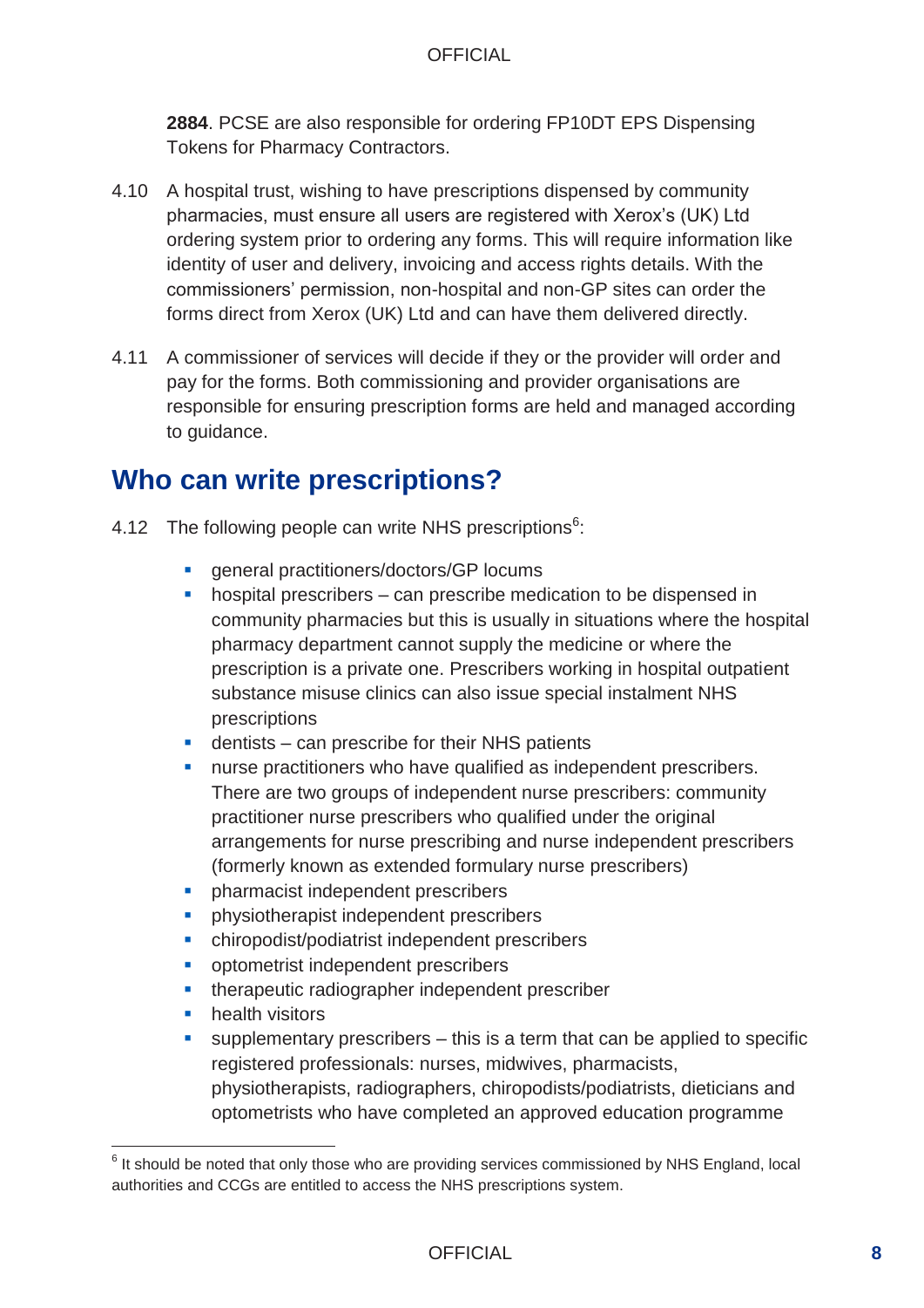**2884**. PCSE are also responsible for ordering FP10DT EPS Dispensing Tokens for Pharmacy Contractors.

4.10 A hospital trust, wishing to have prescriptions dispensed by community pharmacies, must ensure all users are registered with Xerox's (UK) Ltd ordering system prior to ordering any forms. This will require information like identity of user and delivery, invoicing and access rights details. With the commissioners' permission, non-hospital and non-GP sites can order the forms direct from Xerox (UK) Ltd and can have them delivered directly.

4.11 A commissioner of services will decide if they or the provider will order and pay for the forms. Both commissioning and provider organisations are responsible for ensuring prescription forms are held and managed according to guidance.

## Who can write prescriptions?

4.12 The following people can write NHS prescriptions[6]:

- general practitioners/doctors/GP locums
- hospital prescribers – can prescribe medication to be dispensed in community pharmacies but this is usually in situations where the hospital pharmacy department cannot supply the medicine or where the prescription is a private one. Prescribers working in hospital outpatient substance misuse clinics can also issue special instalment NHS prescriptions
- dentists – can prescribe for their NHS patients
- nurse practitioners who have qualified as independent prescribers. There are two groups of independent nurse prescribers: community practitioner nurse prescribers who qualified under the original arrangements for nurse prescribing and nurse independent prescribers (formerly known as extended formulary nurse prescribers)
- pharmacist independent prescribers
- physiotherapist independent prescribers
- chiropodist/podiatrist independent prescribers
- optometrist independent prescribers
- therapeutic radiographer independent prescriber
- health visitors
- supplementary prescribers – this is a term that can be applied to specific registered professionals: nurses, midwives, pharmacists, physiotherapists, radiographers, chiropodists/podiatrists, dieticians and optometrists who have completed an approved education programme

[6] It should be noted that only those who are providing services commissioned by NHS England, local authorities and CCGs are entitled to access the NHS prescriptions system.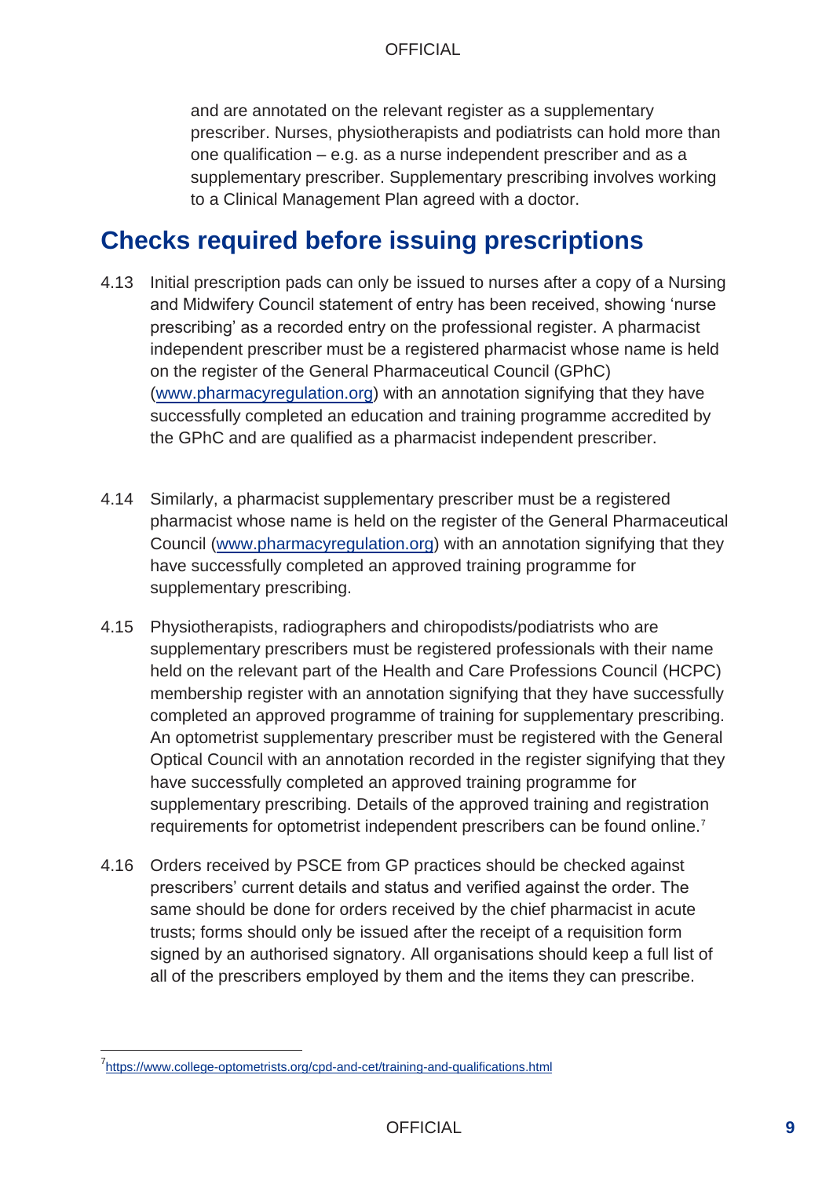and are annotated on the relevant register as a supplementary prescriber. Nurses, physiotherapists and podiatrists can hold more than one qualification – e.g. as a nurse independent prescriber and as a supplementary prescriber. Supplementary prescribing involves working to a Clinical Management Plan agreed with a doctor.

## Checks required before issuing prescriptions

4.13 Initial prescription pads can only be issued to nurses after a copy of a Nursing and Midwifery Council statement of entry has been received, showing 'nurse prescribing' as a recorded entry on the professional register. A pharmacist independent prescriber must be a registered pharmacist whose name is held on the register of the General Pharmaceutical Council (GPhC) (www.pharmacyregulation.org) with an annotation signifying that they have successfully completed an education and training programme accredited by the GPhC and are qualified as a pharmacist independent prescriber.

4.14 Similarly, a pharmacist supplementary prescriber must be a registered pharmacist whose name is held on the register of the General Pharmaceutical Council (www.pharmacyregulation.org) with an annotation signifying that they have successfully completed an approved training programme for supplementary prescribing.

4.15 Physiotherapists, radiographers and chiropodists/podiatrists who are supplementary prescribers must be registered professionals with their name held on the relevant part of the Health and Care Professions Council (HCPC) membership register with an annotation signifying that they have successfully completed an approved programme of training for supplementary prescribing. An optometrist supplementary prescriber must be registered with the General Optical Council with an annotation recorded in the register signifying that they have successfully completed an approved training programme for supplementary prescribing. Details of the approved training and registration requirements for optometrist independent prescribers can be found online.[7]

4.16 Orders received by PSCE from GP practices should be checked against prescribers' current details and status and verified against the order. The same should be done for orders received by the chief pharmacist in acute trusts; forms should only be issued after the receipt of a requisition form signed by an authorised signatory. All organisations should keep a full list of all of the prescribers employed by them and the items they can prescribe.

[7] https://www.college-optometrists.org/cpd-and-cet/training-and-qualifications.html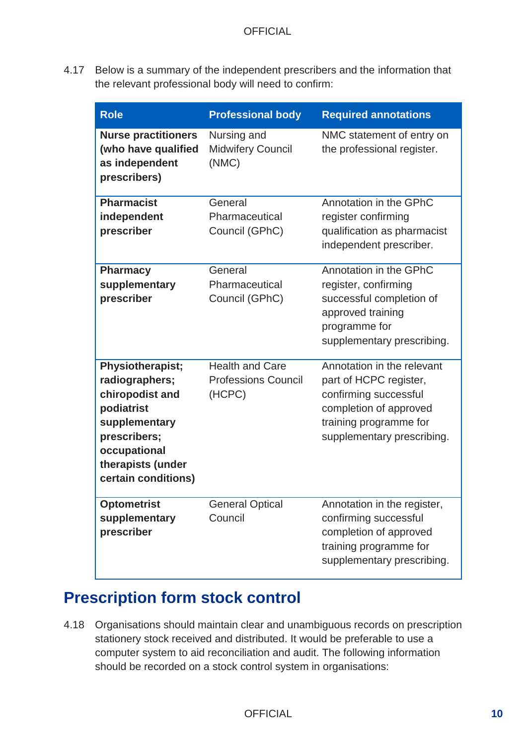4.17 Below is a summary of the independent prescribers and the information that the relevant professional body will need to confirm:

| Role | Professional body | Required annotations |
|---|---|---|
| **Nurse practitioners (who have qualified as independent prescribers)** | Nursing and Midwifery Council (NMC) | NMC statement of entry on the professional register. |
| **Pharmacist independent prescriber** | General Pharmaceutical Council (GPhC) | Annotation in the GPhC register confirming qualification as pharmacist independent prescriber. |
| **Pharmacy supplementary prescriber** | General Pharmaceutical Council (GPhC) | Annotation in the GPhC register, confirming successful completion of approved training programme for supplementary prescribing. |
| **Physiotherapist; radiographers; chiropodist and podiatrist supplementary prescribers; occupational therapists (under certain conditions)** | Health and Care Professions Council (HCPC) | Annotation in the relevant part of HCPC register, confirming successful completion of approved training programme for supplementary prescribing. |
| **Optometrist supplementary prescriber** | General Optical Council | Annotation in the register, confirming successful completion of approved training programme for supplementary prescribing. |

## Prescription form stock control

4.18 Organisations should maintain clear and unambiguous records on prescription stationery stock received and distributed. It would be preferable to use a computer system to aid reconciliation and audit. The following information should be recorded on a stock control system in organisations: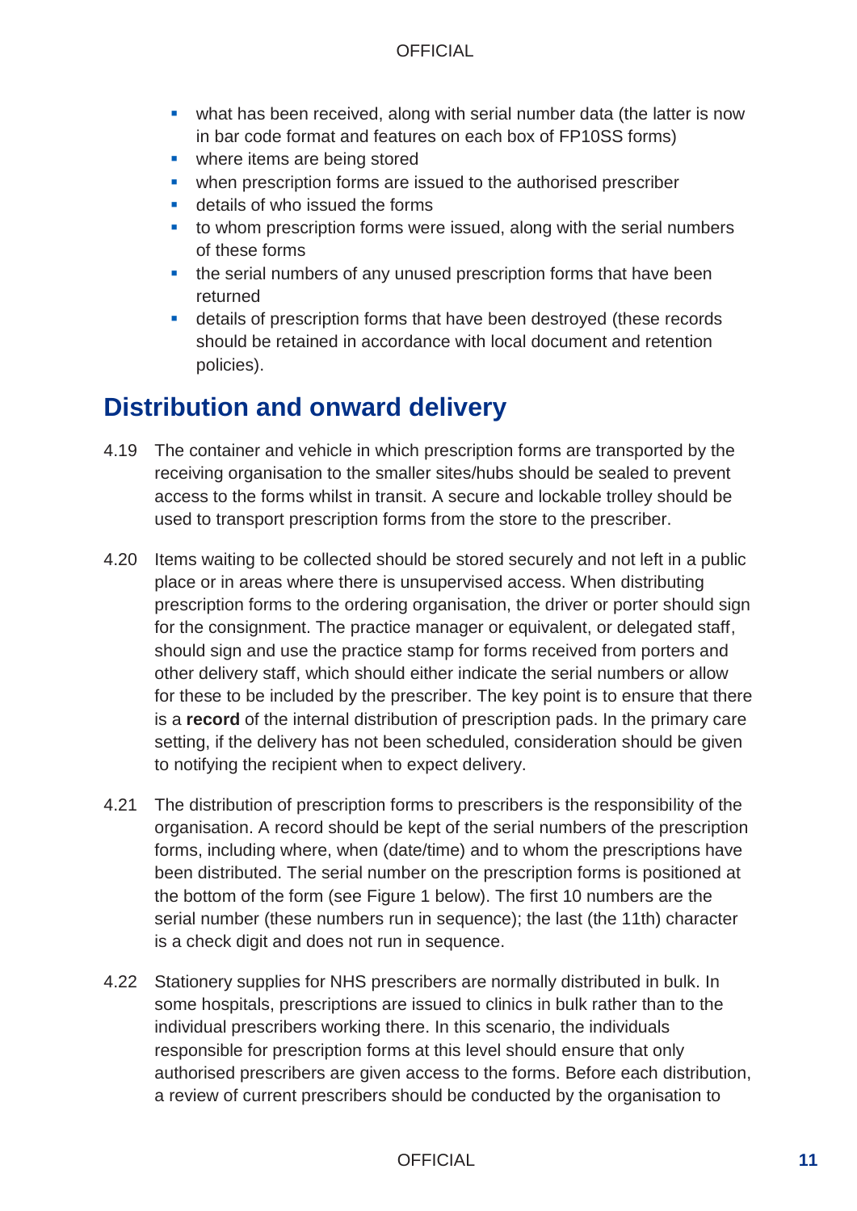- what has been received, along with serial number data (the latter is now in bar code format and features on each box of FP10SS forms)
- where items are being stored
- when prescription forms are issued to the authorised prescriber
- details of who issued the forms
- to whom prescription forms were issued, along with the serial numbers of these forms
- the serial numbers of any unused prescription forms that have been returned
- details of prescription forms that have been destroyed (these records should be retained in accordance with local document and retention policies).

## Distribution and onward delivery

4.19 The container and vehicle in which prescription forms are transported by the receiving organisation to the smaller sites/hubs should be sealed to prevent access to the forms whilst in transit. A secure and lockable trolley should be used to transport prescription forms from the store to the prescriber.

4.20 Items waiting to be collected should be stored securely and not left in a public place or in areas where there is unsupervised access. When distributing prescription forms to the ordering organisation, the driver or porter should sign for the consignment. The practice manager or equivalent, or delegated staff, should sign and use the practice stamp for forms received from porters and other delivery staff, which should either indicate the serial numbers or allow for these to be included by the prescriber. The key point is to ensure that there is a **record** of the internal distribution of prescription pads. In the primary care setting, if the delivery has not been scheduled, consideration should be given to notifying the recipient when to expect delivery.

4.21 The distribution of prescription forms to prescribers is the responsibility of the organisation. A record should be kept of the serial numbers of the prescription forms, including where, when (date/time) and to whom the prescriptions have been distributed. The serial number on the prescription forms is positioned at the bottom of the form (see Figure 1 below). The first 10 numbers are the serial number (these numbers run in sequence); the last (the 11th) character is a check digit and does not run in sequence.

4.22 Stationery supplies for NHS prescribers are normally distributed in bulk. In some hospitals, prescriptions are issued to clinics in bulk rather than to the individual prescribers working there. In this scenario, the individuals responsible for prescription forms at this level should ensure that only authorised prescribers are given access to the forms. Before each distribution, a review of current prescribers should be conducted by the organisation to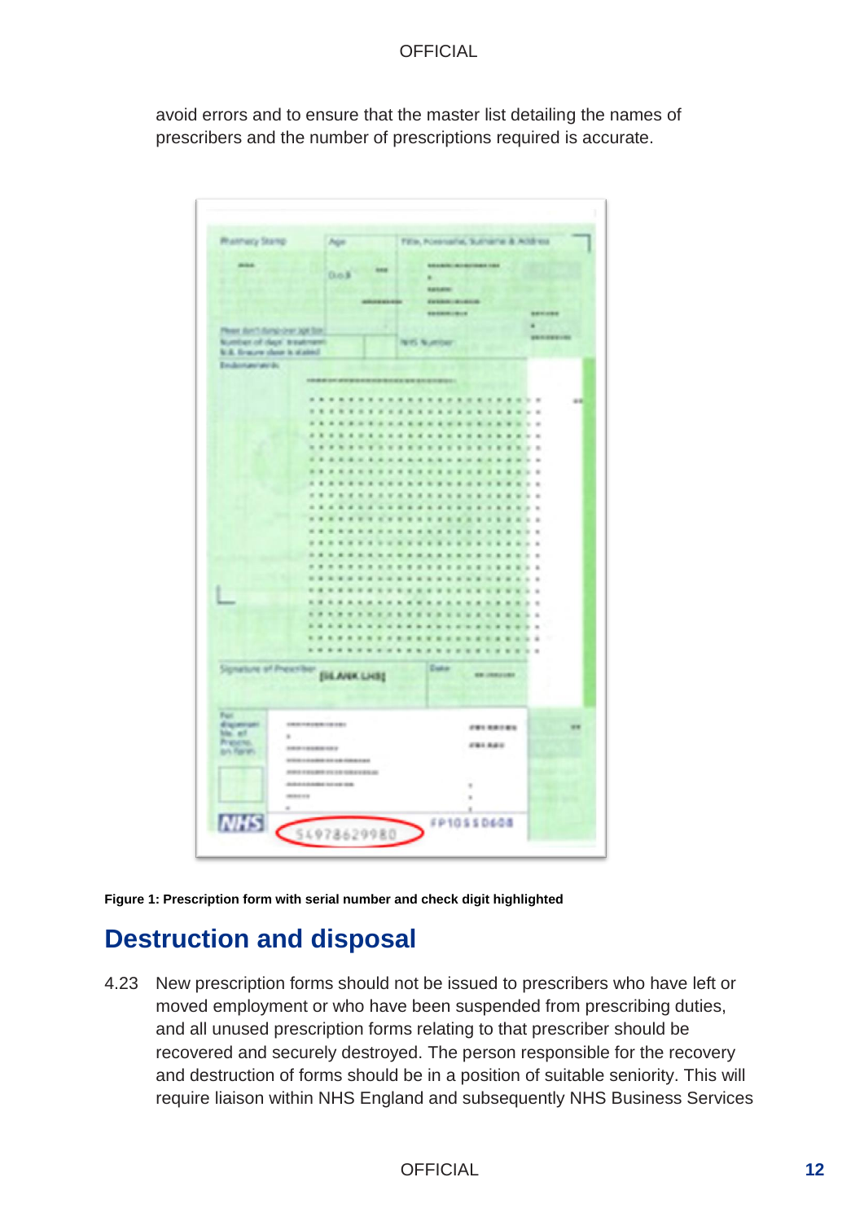avoid errors and to ensure that the master list detailing the names of prescribers and the number of prescriptions required is accurate.

**Figure 1: Prescription form with serial number and check digit highlighted**

## Destruction and disposal

4.23 New prescription forms should not be issued to prescribers who have left or moved employment or who have been suspended from prescribing duties, and all unused prescription forms relating to that prescriber should be recovered and securely destroyed. The person responsible for the recovery and destruction of forms should be in a position of suitable seniority. This will require liaison within NHS England and subsequently NHS Business Services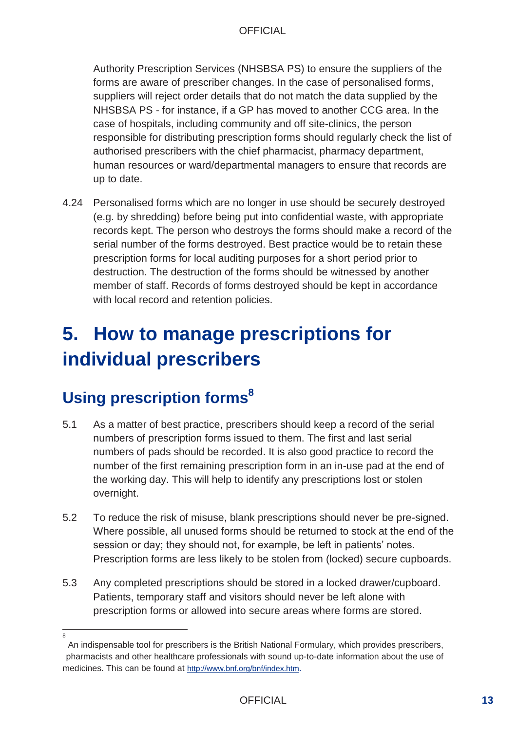Authority Prescription Services (NHSBSA PS) to ensure the suppliers of the forms are aware of prescriber changes. In the case of personalised forms, suppliers will reject order details that do not match the data supplied by the NHSBSA PS - for instance, if a GP has moved to another CCG area. In the case of hospitals, including community and off site-clinics, the person responsible for distributing prescription forms should regularly check the list of authorised prescribers with the chief pharmacist, pharmacy department, human resources or ward/departmental managers to ensure that records are up to date.

4.24 Personalised forms which are no longer in use should be securely destroyed (e.g. by shredding) before being put into confidential waste, with appropriate records kept. The person who destroys the forms should make a record of the serial number of the forms destroyed. Best practice would be to retain these prescription forms for local auditing purposes for a short period prior to destruction. The destruction of the forms should be witnessed by another member of staff. Records of forms destroyed should be kept in accordance with local record and retention policies.

# 5. How to manage prescriptions for individual prescribers

## Using prescription forms[8]

5.1 As a matter of best practice, prescribers should keep a record of the serial numbers of prescription forms issued to them. The first and last serial numbers of pads should be recorded. It is also good practice to record the number of the first remaining prescription form in an in-use pad at the end of the working day. This will help to identify any prescriptions lost or stolen overnight.

5.2 To reduce the risk of misuse, blank prescriptions should never be pre-signed. Where possible, all unused forms should be returned to stock at the end of the session or day; they should not, for example, be left in patients' notes. Prescription forms are less likely to be stolen from (locked) secure cupboards.

5.3 Any completed prescriptions should be stored in a locked drawer/cupboard. Patients, temporary staff and visitors should never be left alone with prescription forms or allowed into secure areas where forms are stored.

---

[8] An indispensable tool for prescribers is the British National Formulary, which provides prescribers, pharmacists and other healthcare professionals with sound up-to-date information about the use of medicines. This can be found at http://www.bnf.org/bnf/index.htm.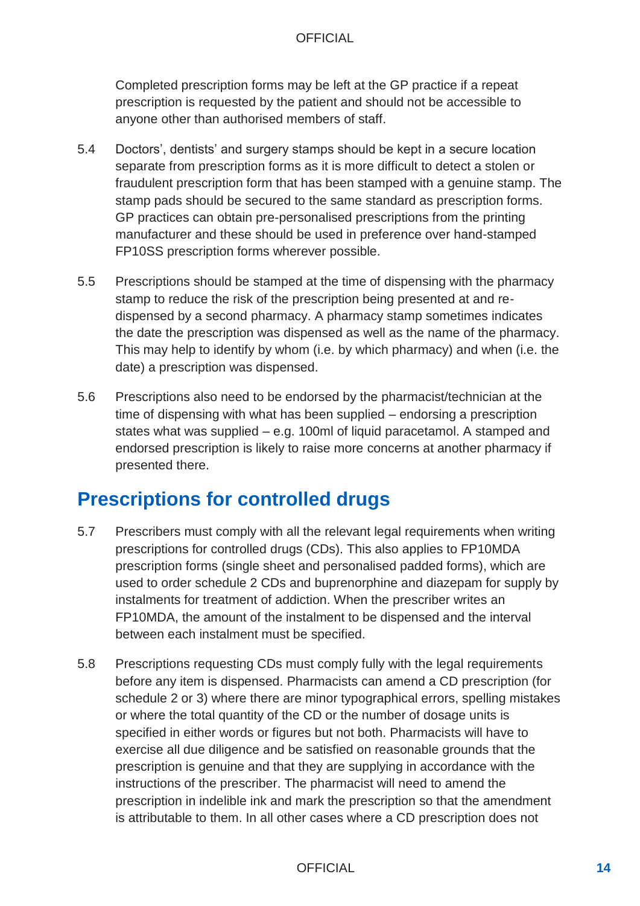Completed prescription forms may be left at the GP practice if a repeat prescription is requested by the patient and should not be accessible to anyone other than authorised members of staff.

5.4 Doctors', dentists' and surgery stamps should be kept in a secure location separate from prescription forms as it is more difficult to detect a stolen or fraudulent prescription form that has been stamped with a genuine stamp. The stamp pads should be secured to the same standard as prescription forms. GP practices can obtain pre-personalised prescriptions from the printing manufacturer and these should be used in preference over hand-stamped FP10SS prescription forms wherever possible.

5.5 Prescriptions should be stamped at the time of dispensing with the pharmacy stamp to reduce the risk of the prescription being presented at and re-dispensed by a second pharmacy. A pharmacy stamp sometimes indicates the date the prescription was dispensed as well as the name of the pharmacy. This may help to identify by whom (i.e. by which pharmacy) and when (i.e. the date) a prescription was dispensed.

5.6 Prescriptions also need to be endorsed by the pharmacist/technician at the time of dispensing with what has been supplied – endorsing a prescription states what was supplied – e.g. 100ml of liquid paracetamol. A stamped and endorsed prescription is likely to raise more concerns at another pharmacy if presented there.

## Prescriptions for controlled drugs

5.7 Prescribers must comply with all the relevant legal requirements when writing prescriptions for controlled drugs (CDs). This also applies to FP10MDA prescription forms (single sheet and personalised padded forms), which are used to order schedule 2 CDs and buprenorphine and diazepam for supply by instalments for treatment of addiction. When the prescriber writes an FP10MDA, the amount of the instalment to be dispensed and the interval between each instalment must be specified.

5.8 Prescriptions requesting CDs must comply fully with the legal requirements before any item is dispensed. Pharmacists can amend a CD prescription (for schedule 2 or 3) where there are minor typographical errors, spelling mistakes or where the total quantity of the CD or the number of dosage units is specified in either words or figures but not both. Pharmacists will have to exercise all due diligence and be satisfied on reasonable grounds that the prescription is genuine and that they are supplying in accordance with the instructions of the prescriber. The pharmacist will need to amend the prescription in indelible ink and mark the prescription so that the amendment is attributable to them. In all other cases where a CD prescription does not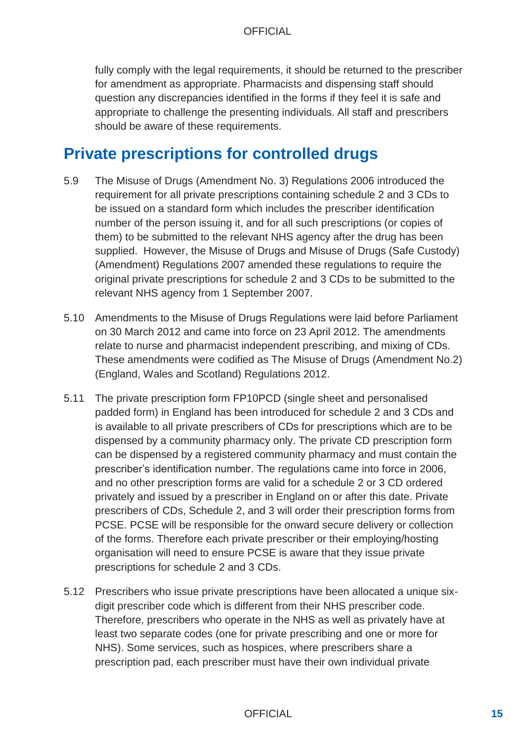fully comply with the legal requirements, it should be returned to the prescriber for amendment as appropriate. Pharmacists and dispensing staff should question any discrepancies identified in the forms if they feel it is safe and appropriate to challenge the presenting individuals. All staff and prescribers should be aware of these requirements.

## Private prescriptions for controlled drugs

5.9 The Misuse of Drugs (Amendment No. 3) Regulations 2006 introduced the requirement for all private prescriptions containing schedule 2 and 3 CDs to be issued on a standard form which includes the prescriber identification number of the person issuing it, and for all such prescriptions (or copies of them) to be submitted to the relevant NHS agency after the drug has been supplied. However, the Misuse of Drugs and Misuse of Drugs (Safe Custody) (Amendment) Regulations 2007 amended these regulations to require the original private prescriptions for schedule 2 and 3 CDs to be submitted to the relevant NHS agency from 1 September 2007.

5.10 Amendments to the Misuse of Drugs Regulations were laid before Parliament on 30 March 2012 and came into force on 23 April 2012. The amendments relate to nurse and pharmacist independent prescribing, and mixing of CDs. These amendments were codified as The Misuse of Drugs (Amendment No.2) (England, Wales and Scotland) Regulations 2012.

5.11 The private prescription form FP10PCD (single sheet and personalised padded form) in England has been introduced for schedule 2 and 3 CDs and is available to all private prescribers of CDs for prescriptions which are to be dispensed by a community pharmacy only. The private CD prescription form can be dispensed by a registered community pharmacy and must contain the prescriber's identification number. The regulations came into force in 2006, and no other prescription forms are valid for a schedule 2 or 3 CD ordered privately and issued by a prescriber in England on or after this date. Private prescribers of CDs, Schedule 2, and 3 will order their prescription forms from PCSE. PCSE will be responsible for the onward secure delivery or collection of the forms. Therefore each private prescriber or their employing/hosting organisation will need to ensure PCSE is aware that they issue private prescriptions for schedule 2 and 3 CDs.

5.12 Prescribers who issue private prescriptions have been allocated a unique six-digit prescriber code which is different from their NHS prescriber code. Therefore, prescribers who operate in the NHS as well as privately have at least two separate codes (one for private prescribing and one or more for NHS). Some services, such as hospices, where prescribers share a prescription pad, each prescriber must have their own individual private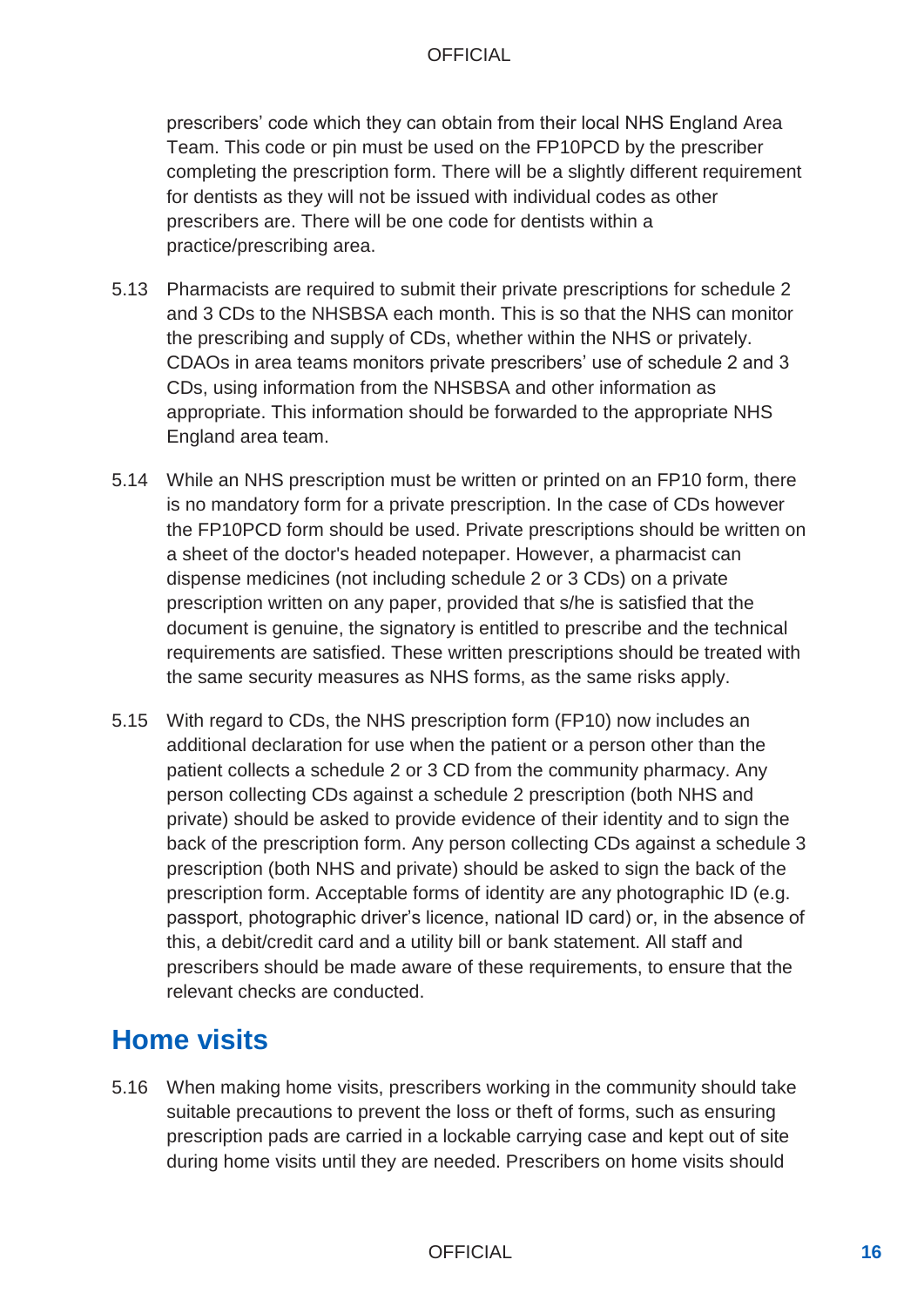prescribers' code which they can obtain from their local NHS England Area Team. This code or pin must be used on the FP10PCD by the prescriber completing the prescription form. There will be a slightly different requirement for dentists as they will not be issued with individual codes as other prescribers are. There will be one code for dentists within a practice/prescribing area.

5.13 Pharmacists are required to submit their private prescriptions for schedule 2 and 3 CDs to the NHSBSA each month. This is so that the NHS can monitor the prescribing and supply of CDs, whether within the NHS or privately. CDAOs in area teams monitors private prescribers' use of schedule 2 and 3 CDs, using information from the NHSBSA and other information as appropriate. This information should be forwarded to the appropriate NHS England area team.

5.14 While an NHS prescription must be written or printed on an FP10 form, there is no mandatory form for a private prescription. In the case of CDs however the FP10PCD form should be used. Private prescriptions should be written on a sheet of the doctor's headed notepaper. However, a pharmacist can dispense medicines (not including schedule 2 or 3 CDs) on a private prescription written on any paper, provided that s/he is satisfied that the document is genuine, the signatory is entitled to prescribe and the technical requirements are satisfied. These written prescriptions should be treated with the same security measures as NHS forms, as the same risks apply.

5.15 With regard to CDs, the NHS prescription form (FP10) now includes an additional declaration for use when the patient or a person other than the patient collects a schedule 2 or 3 CD from the community pharmacy. Any person collecting CDs against a schedule 2 prescription (both NHS and private) should be asked to provide evidence of their identity and to sign the back of the prescription form. Any person collecting CDs against a schedule 3 prescription (both NHS and private) should be asked to sign the back of the prescription form. Acceptable forms of identity are any photographic ID (e.g. passport, photographic driver's licence, national ID card) or, in the absence of this, a debit/credit card and a utility bill or bank statement. All staff and prescribers should be made aware of these requirements, to ensure that the relevant checks are conducted.

## Home visits

5.16 When making home visits, prescribers working in the community should take suitable precautions to prevent the loss or theft of forms, such as ensuring prescription pads are carried in a lockable carrying case and kept out of site during home visits until they are needed. Prescribers on home visits should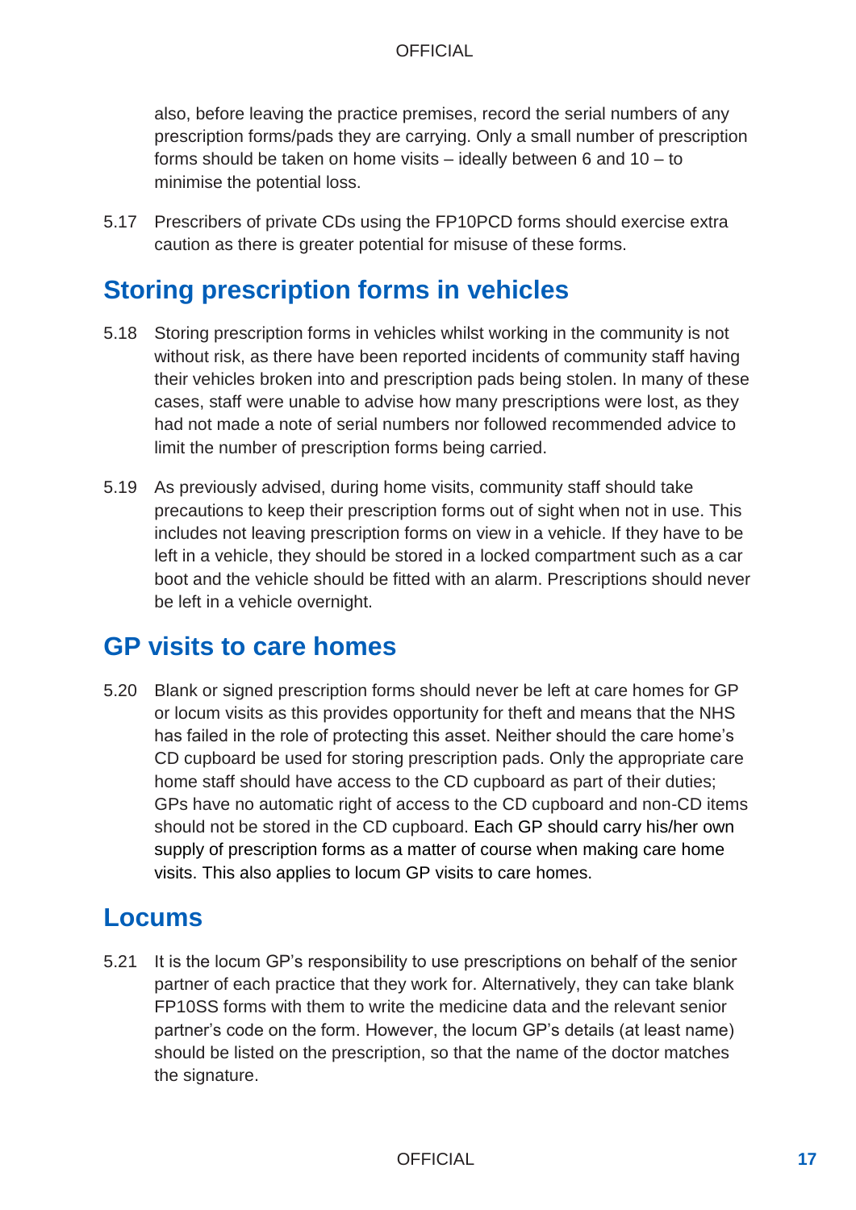also, before leaving the practice premises, record the serial numbers of any prescription forms/pads they are carrying. Only a small number of prescription forms should be taken on home visits – ideally between 6 and 10 – to minimise the potential loss.

5.17 Prescribers of private CDs using the FP10PCD forms should exercise extra caution as there is greater potential for misuse of these forms.

## Storing prescription forms in vehicles

5.18 Storing prescription forms in vehicles whilst working in the community is not without risk, as there have been reported incidents of community staff having their vehicles broken into and prescription pads being stolen. In many of these cases, staff were unable to advise how many prescriptions were lost, as they had not made a note of serial numbers nor followed recommended advice to limit the number of prescription forms being carried.

5.19 As previously advised, during home visits, community staff should take precautions to keep their prescription forms out of sight when not in use. This includes not leaving prescription forms on view in a vehicle. If they have to be left in a vehicle, they should be stored in a locked compartment such as a car boot and the vehicle should be fitted with an alarm. Prescriptions should never be left in a vehicle overnight.

## GP visits to care homes

5.20 Blank or signed prescription forms should never be left at care homes for GP or locum visits as this provides opportunity for theft and means that the NHS has failed in the role of protecting this asset. Neither should the care home's CD cupboard be used for storing prescription pads. Only the appropriate care home staff should have access to the CD cupboard as part of their duties; GPs have no automatic right of access to the CD cupboard and non-CD items should not be stored in the CD cupboard. Each GP should carry his/her own supply of prescription forms as a matter of course when making care home visits. This also applies to locum GP visits to care homes.

## Locums

5.21 It is the locum GP's responsibility to use prescriptions on behalf of the senior partner of each practice that they work for. Alternatively, they can take blank FP10SS forms with them to write the medicine data and the relevant senior partner's code on the form. However, the locum GP's details (at least name) should be listed on the prescription, so that the name of the doctor matches the signature.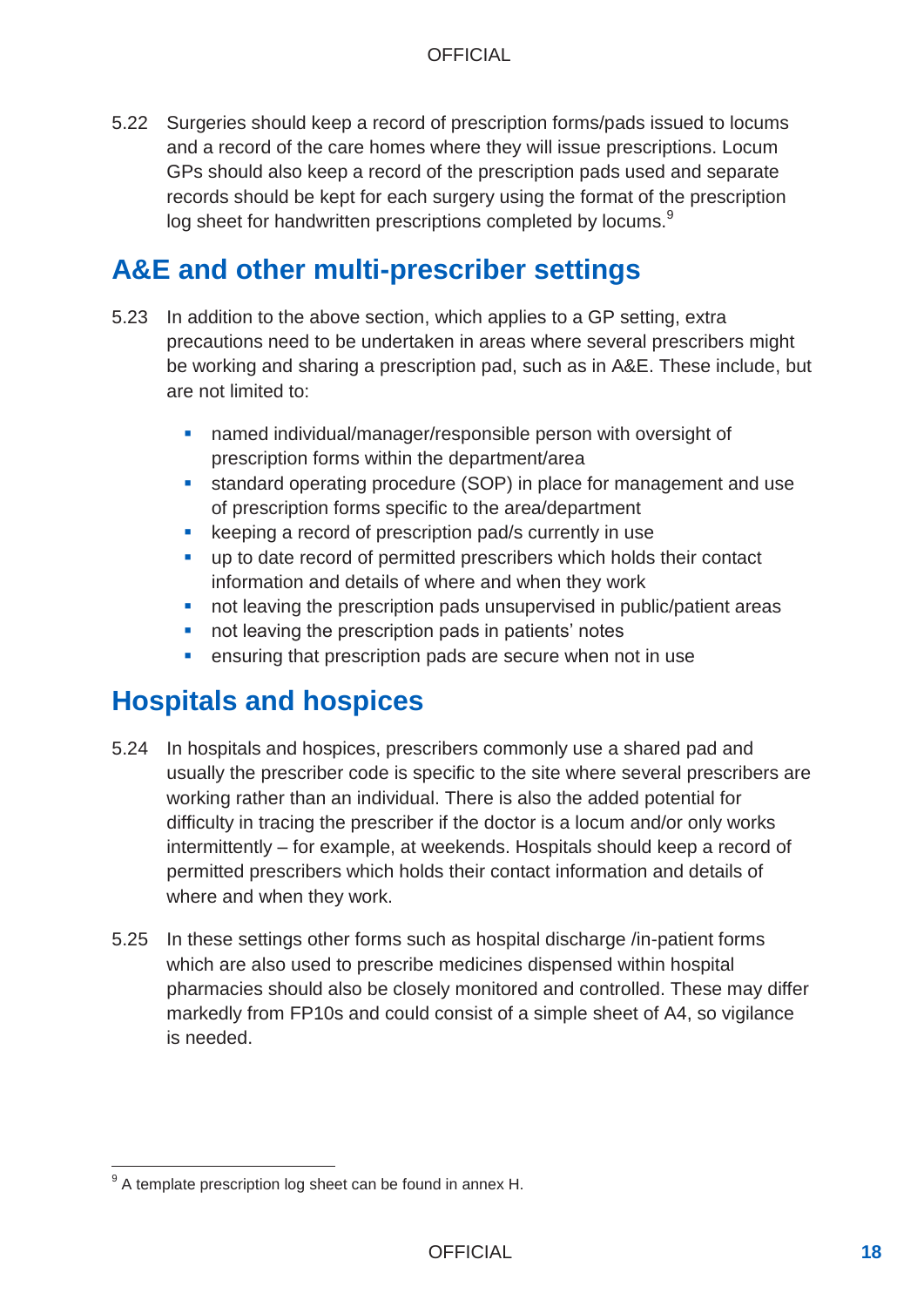5.22 Surgeries should keep a record of prescription forms/pads issued to locums and a record of the care homes where they will issue prescriptions. Locum GPs should also keep a record of the prescription pads used and separate records should be kept for each surgery using the format of the prescription log sheet for handwritten prescriptions completed by locums.[9]

## A&E and other multi-prescriber settings

5.23 In addition to the above section, which applies to a GP setting, extra precautions need to be undertaken in areas where several prescribers might be working and sharing a prescription pad, such as in A&E. These include, but are not limited to:

- named individual/manager/responsible person with oversight of prescription forms within the department/area
- standard operating procedure (SOP) in place for management and use of prescription forms specific to the area/department
- keeping a record of prescription pad/s currently in use
- up to date record of permitted prescribers which holds their contact information and details of where and when they work
- not leaving the prescription pads unsupervised in public/patient areas
- not leaving the prescription pads in patients' notes
- ensuring that prescription pads are secure when not in use

## Hospitals and hospices

5.24 In hospitals and hospices, prescribers commonly use a shared pad and usually the prescriber code is specific to the site where several prescribers are working rather than an individual. There is also the added potential for difficulty in tracing the prescriber if the doctor is a locum and/or only works intermittently – for example, at weekends. Hospitals should keep a record of permitted prescribers which holds their contact information and details of where and when they work.

5.25 In these settings other forms such as hospital discharge /in-patient forms which are also used to prescribe medicines dispensed within hospital pharmacies should also be closely monitored and controlled. These may differ markedly from FP10s and could consist of a simple sheet of A4, so vigilance is needed.

---

[9] A template prescription log sheet can be found in annex H.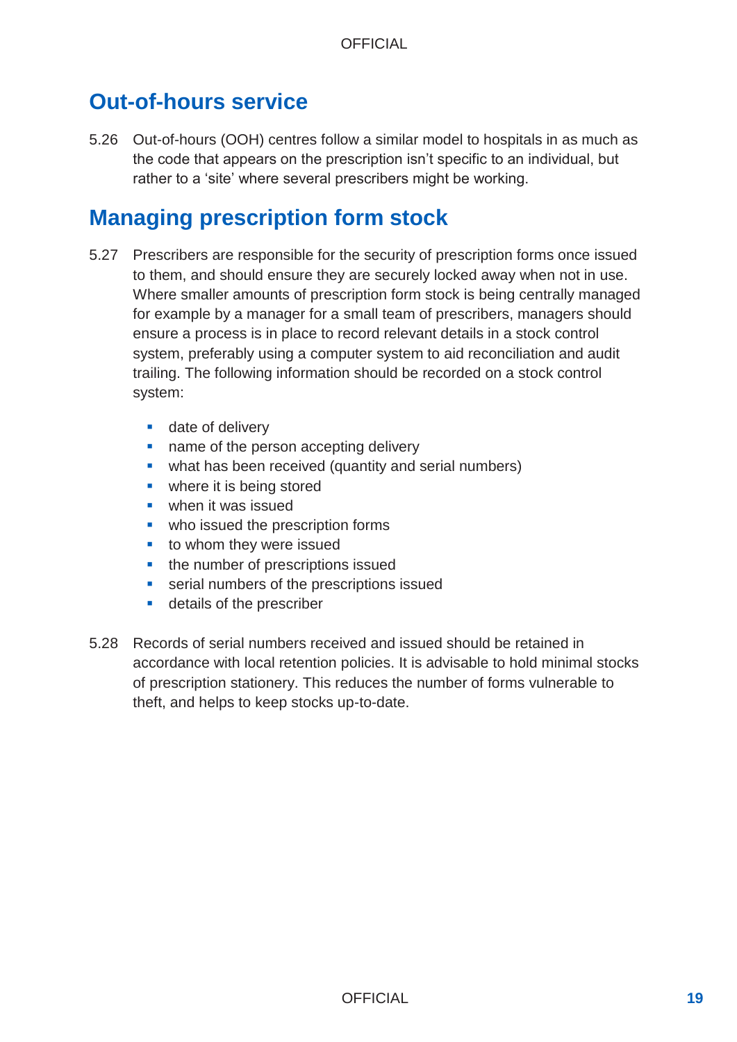## Out-of-hours service

5.26 Out-of-hours (OOH) centres follow a similar model to hospitals in as much as the code that appears on the prescription isn't specific to an individual, but rather to a 'site' where several prescribers might be working.

## Managing prescription form stock

5.27 Prescribers are responsible for the security of prescription forms once issued to them, and should ensure they are securely locked away when not in use. Where smaller amounts of prescription form stock is being centrally managed for example by a manager for a small team of prescribers, managers should ensure a process is in place to record relevant details in a stock control system, preferably using a computer system to aid reconciliation and audit trailing. The following information should be recorded on a stock control system:

- date of delivery
- name of the person accepting delivery
- what has been received (quantity and serial numbers)
- where it is being stored
- when it was issued
- who issued the prescription forms
- to whom they were issued
- the number of prescriptions issued
- serial numbers of the prescriptions issued
- details of the prescriber

5.28 Records of serial numbers received and issued should be retained in accordance with local retention policies. It is advisable to hold minimal stocks of prescription stationery. This reduces the number of forms vulnerable to theft, and helps to keep stocks up-to-date.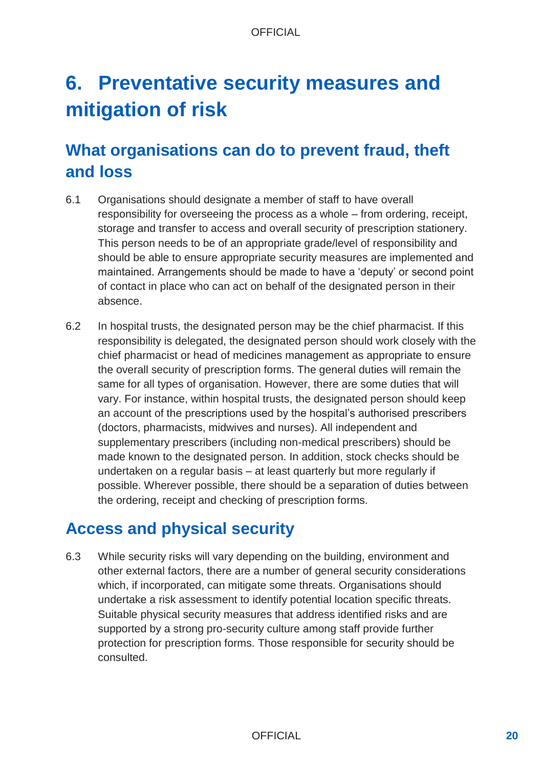# 6. Preventative security measures and mitigation of risk

## What organisations can do to prevent fraud, theft and loss

6.1 Organisations should designate a member of staff to have overall responsibility for overseeing the process as a whole – from ordering, receipt, storage and transfer to access and overall security of prescription stationery. This person needs to be of an appropriate grade/level of responsibility and should be able to ensure appropriate security measures are implemented and maintained. Arrangements should be made to have a 'deputy' or second point of contact in place who can act on behalf of the designated person in their absence.

6.2 In hospital trusts, the designated person may be the chief pharmacist. If this responsibility is delegated, the designated person should work closely with the chief pharmacist or head of medicines management as appropriate to ensure the overall security of prescription forms. The general duties will remain the same for all types of organisation. However, there are some duties that will vary. For instance, within hospital trusts, the designated person should keep an account of the prescriptions used by the hospital's authorised prescribers (doctors, pharmacists, midwives and nurses). All independent and supplementary prescribers (including non-medical prescribers) should be made known to the designated person. In addition, stock checks should be undertaken on a regular basis – at least quarterly but more regularly if possible. Wherever possible, there should be a separation of duties between the ordering, receipt and checking of prescription forms.

## Access and physical security

6.3 While security risks will vary depending on the building, environment and other external factors, there are a number of general security considerations which, if incorporated, can mitigate some threats. Organisations should undertake a risk assessment to identify potential location specific threats. Suitable physical security measures that address identified risks and are supported by a strong pro-security culture among staff provide further protection for prescription forms. Those responsible for security should be consulted.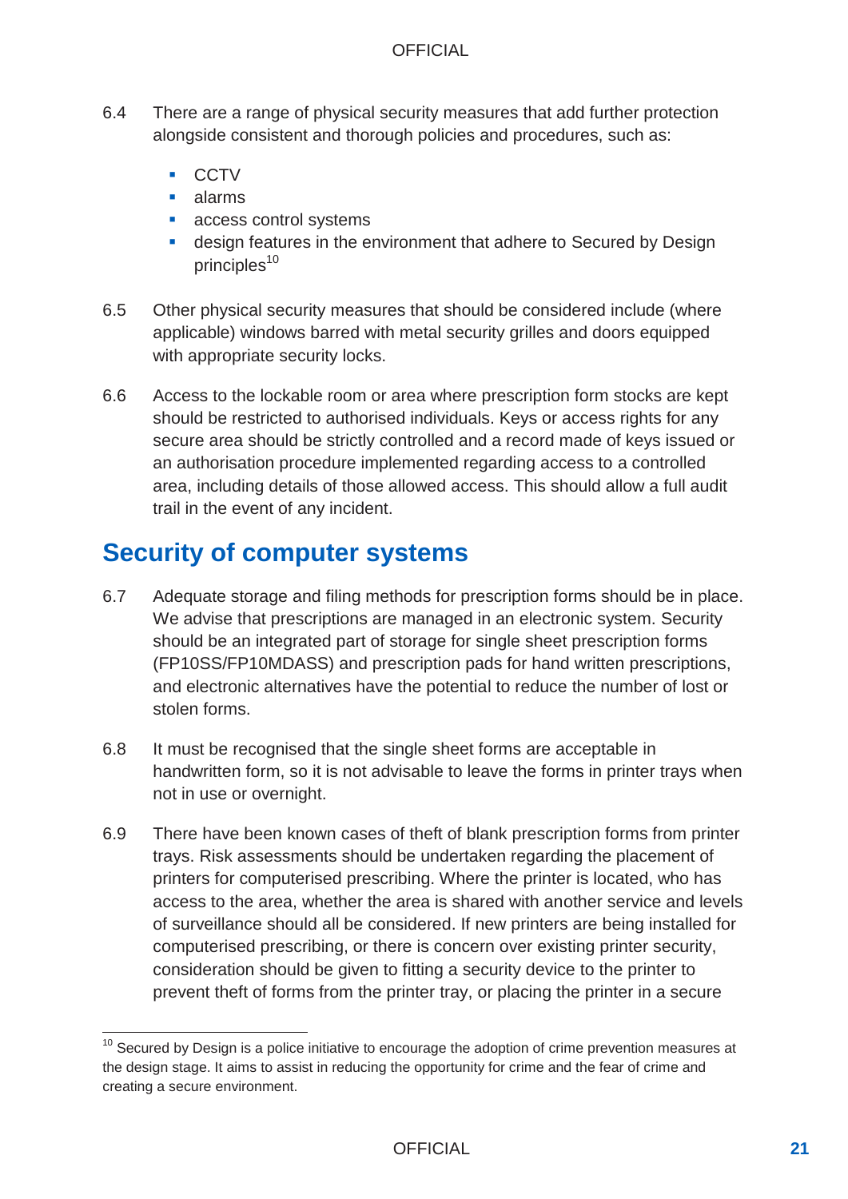6.4 There are a range of physical security measures that add further protection alongside consistent and thorough policies and procedures, such as:

- CCTV
- alarms
- access control systems
- design features in the environment that adhere to Secured by Design principles[10]

6.5 Other physical security measures that should be considered include (where applicable) windows barred with metal security grilles and doors equipped with appropriate security locks.

6.6 Access to the lockable room or area where prescription form stocks are kept should be restricted to authorised individuals. Keys or access rights for any secure area should be strictly controlled and a record made of keys issued or an authorisation procedure implemented regarding access to a controlled area, including details of those allowed access. This should allow a full audit trail in the event of any incident.

## Security of computer systems

6.7 Adequate storage and filing methods for prescription forms should be in place. We advise that prescriptions are managed in an electronic system. Security should be an integrated part of storage for single sheet prescription forms (FP10SS/FP10MDASS) and prescription pads for hand written prescriptions, and electronic alternatives have the potential to reduce the number of lost or stolen forms.

6.8 It must be recognised that the single sheet forms are acceptable in handwritten form, so it is not advisable to leave the forms in printer trays when not in use or overnight.

6.9 There have been known cases of theft of blank prescription forms from printer trays. Risk assessments should be undertaken regarding the placement of printers for computerised prescribing. Where the printer is located, who has access to the area, whether the area is shared with another service and levels of surveillance should all be considered. If new printers are being installed for computerised prescribing, or there is concern over existing printer security, consideration should be given to fitting a security device to the printer to prevent theft of forms from the printer tray, or placing the printer in a secure

[10] Secured by Design is a police initiative to encourage the adoption of crime prevention measures at the design stage. It aims to assist in reducing the opportunity for crime and the fear of crime and creating a secure environment.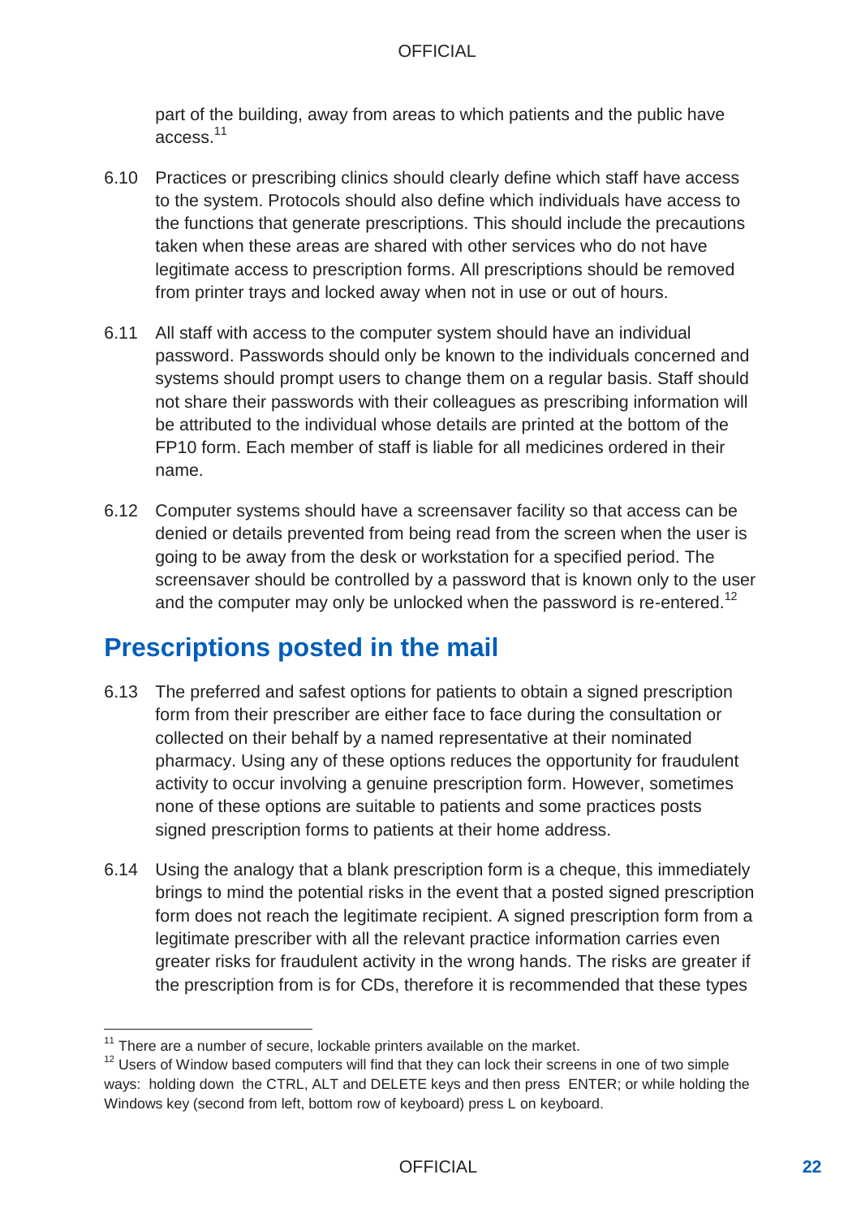part of the building, away from areas to which patients and the public have access.[11]

6.10 Practices or prescribing clinics should clearly define which staff have access to the system. Protocols should also define which individuals have access to the functions that generate prescriptions. This should include the precautions taken when these areas are shared with other services who do not have legitimate access to prescription forms. All prescriptions should be removed from printer trays and locked away when not in use or out of hours.

6.11 All staff with access to the computer system should have an individual password. Passwords should only be known to the individuals concerned and systems should prompt users to change them on a regular basis. Staff should not share their passwords with their colleagues as prescribing information will be attributed to the individual whose details are printed at the bottom of the FP10 form. Each member of staff is liable for all medicines ordered in their name.

6.12 Computer systems should have a screensaver facility so that access can be denied or details prevented from being read from the screen when the user is going to be away from the desk or workstation for a specified period. The screensaver should be controlled by a password that is known only to the user and the computer may only be unlocked when the password is re-entered.[12]

## Prescriptions posted in the mail

6.13 The preferred and safest options for patients to obtain a signed prescription form from their prescriber are either face to face during the consultation or collected on their behalf by a named representative at their nominated pharmacy. Using any of these options reduces the opportunity for fraudulent activity to occur involving a genuine prescription form. However, sometimes none of these options are suitable to patients and some practices posts signed prescription forms to patients at their home address.

6.14 Using the analogy that a blank prescription form is a cheque, this immediately brings to mind the potential risks in the event that a posted signed prescription form does not reach the legitimate recipient. A signed prescription form from a legitimate prescriber with all the relevant practice information carries even greater risks for fraudulent activity in the wrong hands. The risks are greater if the prescription from is for CDs, therefore it is recommended that these types

---

[11] There are a number of secure, lockable printers available on the market.

[12] Users of Window based computers will find that they can lock their screens in one of two simple ways: holding down the CTRL, ALT and DELETE keys and then press ENTER; or while holding the Windows key (second from left, bottom row of keyboard) press L on keyboard.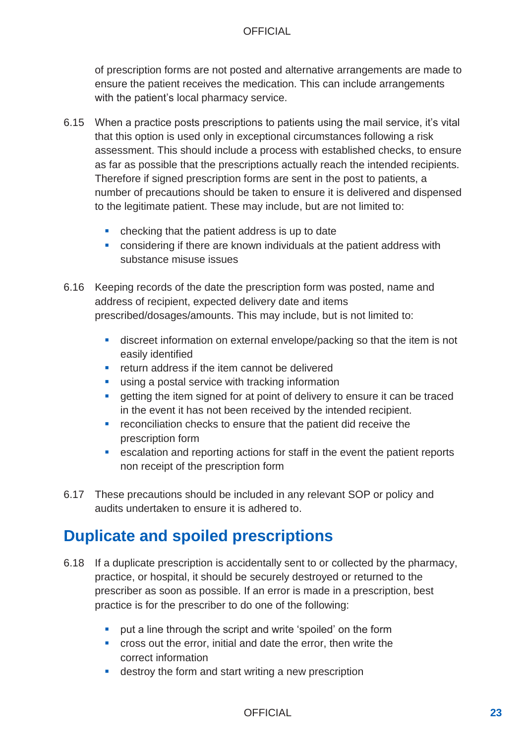of prescription forms are not posted and alternative arrangements are made to ensure the patient receives the medication. This can include arrangements with the patient's local pharmacy service.

6.15 When a practice posts prescriptions to patients using the mail service, it's vital that this option is used only in exceptional circumstances following a risk assessment. This should include a process with established checks, to ensure as far as possible that the prescriptions actually reach the intended recipients. Therefore if signed prescription forms are sent in the post to patients, a number of precautions should be taken to ensure it is delivered and dispensed to the legitimate patient. These may include, but are not limited to:

- checking that the patient address is up to date
- considering if there are known individuals at the patient address with substance misuse issues

6.16 Keeping records of the date the prescription form was posted, name and address of recipient, expected delivery date and items prescribed/dosages/amounts. This may include, but is not limited to:

- discreet information on external envelope/packing so that the item is not easily identified
- return address if the item cannot be delivered
- using a postal service with tracking information
- getting the item signed for at point of delivery to ensure it can be traced in the event it has not been received by the intended recipient.
- reconciliation checks to ensure that the patient did receive the prescription form
- escalation and reporting actions for staff in the event the patient reports non receipt of the prescription form

6.17 These precautions should be included in any relevant SOP or policy and audits undertaken to ensure it is adhered to.

## Duplicate and spoiled prescriptions

6.18 If a duplicate prescription is accidentally sent to or collected by the pharmacy, practice, or hospital, it should be securely destroyed or returned to the prescriber as soon as possible. If an error is made in a prescription, best practice is for the prescriber to do one of the following:

- put a line through the script and write 'spoiled' on the form
- cross out the error, initial and date the error, then write the correct information
- destroy the form and start writing a new prescription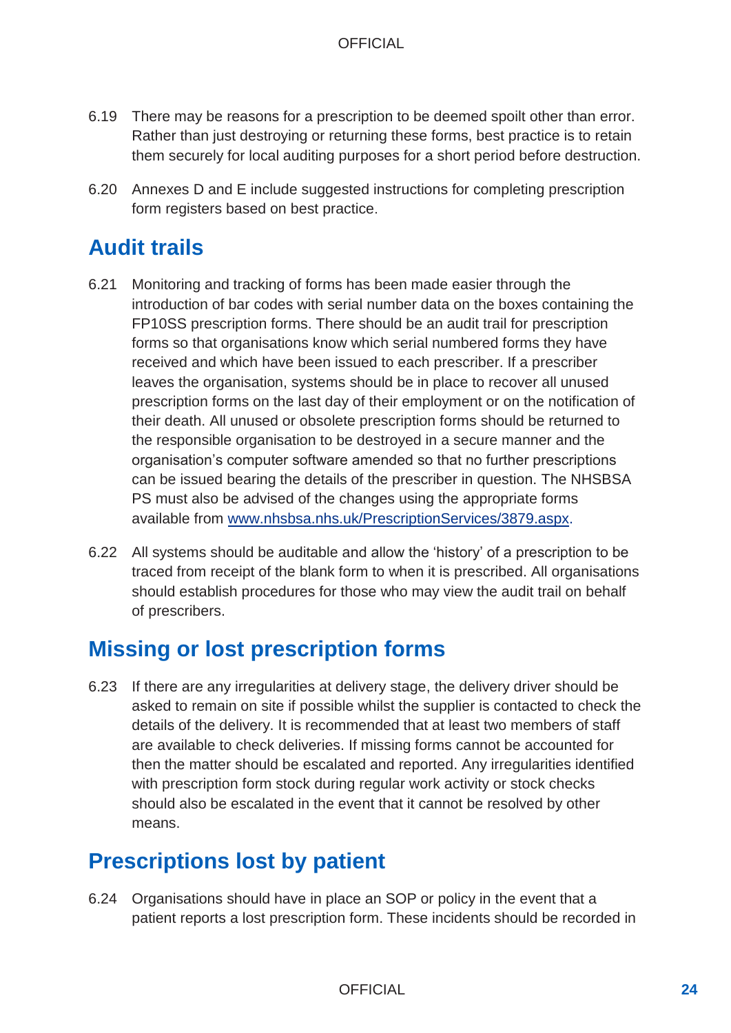6.19 There may be reasons for a prescription to be deemed spoilt other than error. Rather than just destroying or returning these forms, best practice is to retain them securely for local auditing purposes for a short period before destruction.

6.20 Annexes D and E include suggested instructions for completing prescription form registers based on best practice.

## Audit trails

6.21 Monitoring and tracking of forms has been made easier through the introduction of bar codes with serial number data on the boxes containing the FP10SS prescription forms. There should be an audit trail for prescription forms so that organisations know which serial numbered forms they have received and which have been issued to each prescriber. If a prescriber leaves the organisation, systems should be in place to recover all unused prescription forms on the last day of their employment or on the notification of their death. All unused or obsolete prescription forms should be returned to the responsible organisation to be destroyed in a secure manner and the organisation's computer software amended so that no further prescriptions can be issued bearing the details of the prescriber in question. The NHSBSA PS must also be advised of the changes using the appropriate forms available from [www.nhsbsa.nhs.uk/PrescriptionServices/3879.aspx](www.nhsbsa.nhs.uk/PrescriptionServices/3879.aspx).

6.22 All systems should be auditable and allow the 'history' of a prescription to be traced from receipt of the blank form to when it is prescribed. All organisations should establish procedures for those who may view the audit trail on behalf of prescribers.

## Missing or lost prescription forms

6.23 If there are any irregularities at delivery stage, the delivery driver should be asked to remain on site if possible whilst the supplier is contacted to check the details of the delivery. It is recommended that at least two members of staff are available to check deliveries. If missing forms cannot be accounted for then the matter should be escalated and reported. Any irregularities identified with prescription form stock during regular work activity or stock checks should also be escalated in the event that it cannot be resolved by other means.

## Prescriptions lost by patient

6.24 Organisations should have in place an SOP or policy in the event that a patient reports a lost prescription form. These incidents should be recorded in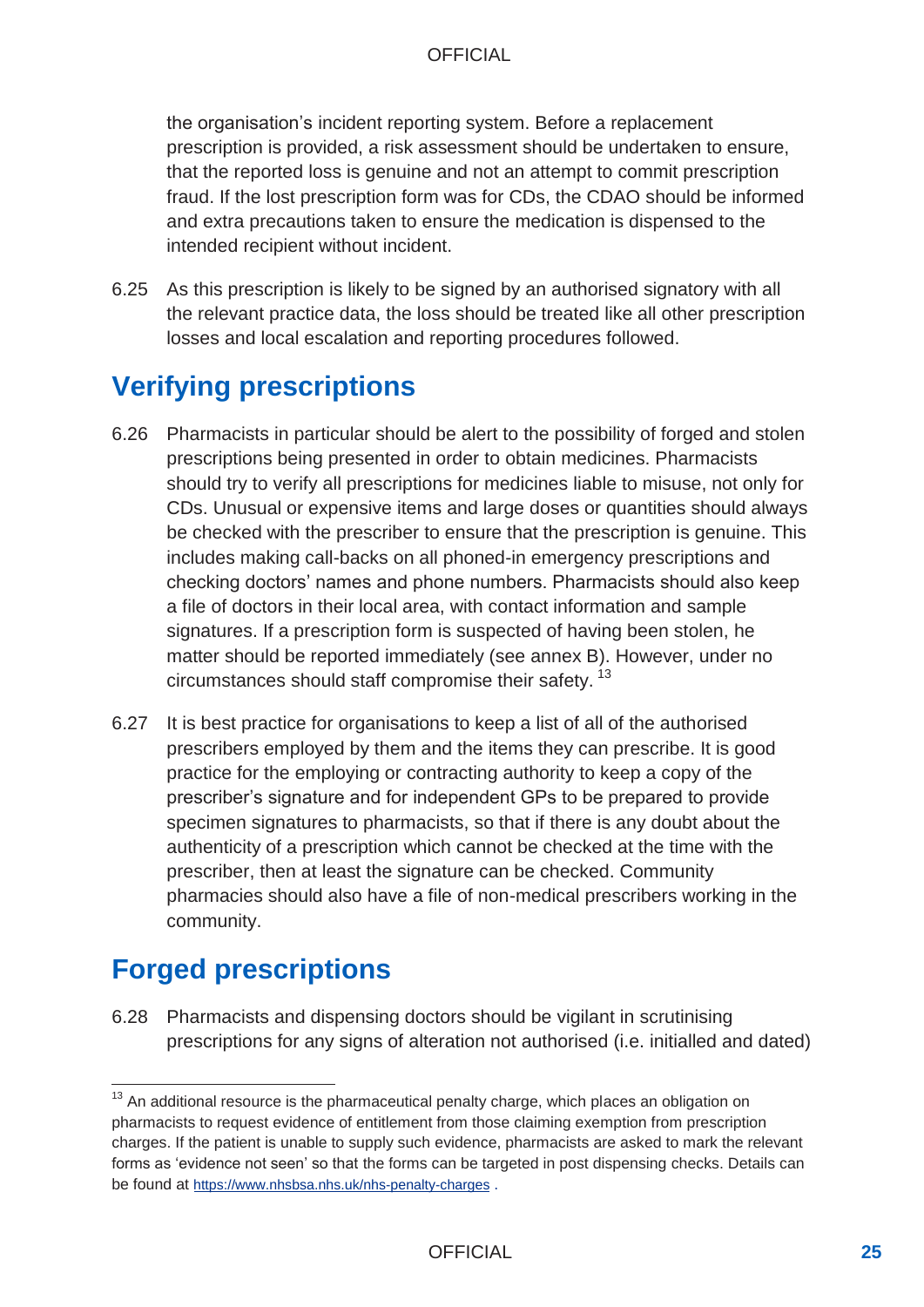the organisation's incident reporting system. Before a replacement prescription is provided, a risk assessment should be undertaken to ensure, that the reported loss is genuine and not an attempt to commit prescription fraud. If the lost prescription form was for CDs, the CDAO should be informed and extra precautions taken to ensure the medication is dispensed to the intended recipient without incident.

6.25 As this prescription is likely to be signed by an authorised signatory with all the relevant practice data, the loss should be treated like all other prescription losses and local escalation and reporting procedures followed.

## Verifying prescriptions

6.26 Pharmacists in particular should be alert to the possibility of forged and stolen prescriptions being presented in order to obtain medicines. Pharmacists should try to verify all prescriptions for medicines liable to misuse, not only for CDs. Unusual or expensive items and large doses or quantities should always be checked with the prescriber to ensure that the prescription is genuine. This includes making call-backs on all phoned-in emergency prescriptions and checking doctors' names and phone numbers. Pharmacists should also keep a file of doctors in their local area, with contact information and sample signatures. If a prescription form is suspected of having been stolen, he matter should be reported immediately (see annex B). However, under no circumstances should staff compromise their safety. [13]

6.27 It is best practice for organisations to keep a list of all of the authorised prescribers employed by them and the items they can prescribe. It is good practice for the employing or contracting authority to keep a copy of the prescriber's signature and for independent GPs to be prepared to provide specimen signatures to pharmacists, so that if there is any doubt about the authenticity of a prescription which cannot be checked at the time with the prescriber, then at least the signature can be checked. Community pharmacies should also have a file of non-medical prescribers working in the community.

## Forged prescriptions

6.28 Pharmacists and dispensing doctors should be vigilant in scrutinising prescriptions for any signs of alteration not authorised (i.e. initialled and dated)

---

[13] An additional resource is the pharmaceutical penalty charge, which places an obligation on pharmacists to request evidence of entitlement from those claiming exemption from prescription charges. If the patient is unable to supply such evidence, pharmacists are asked to mark the relevant forms as 'evidence not seen' so that the forms can be targeted in post dispensing checks. Details can be found at https://www.nhsbsa.nhs.uk/nhs-penalty-charges .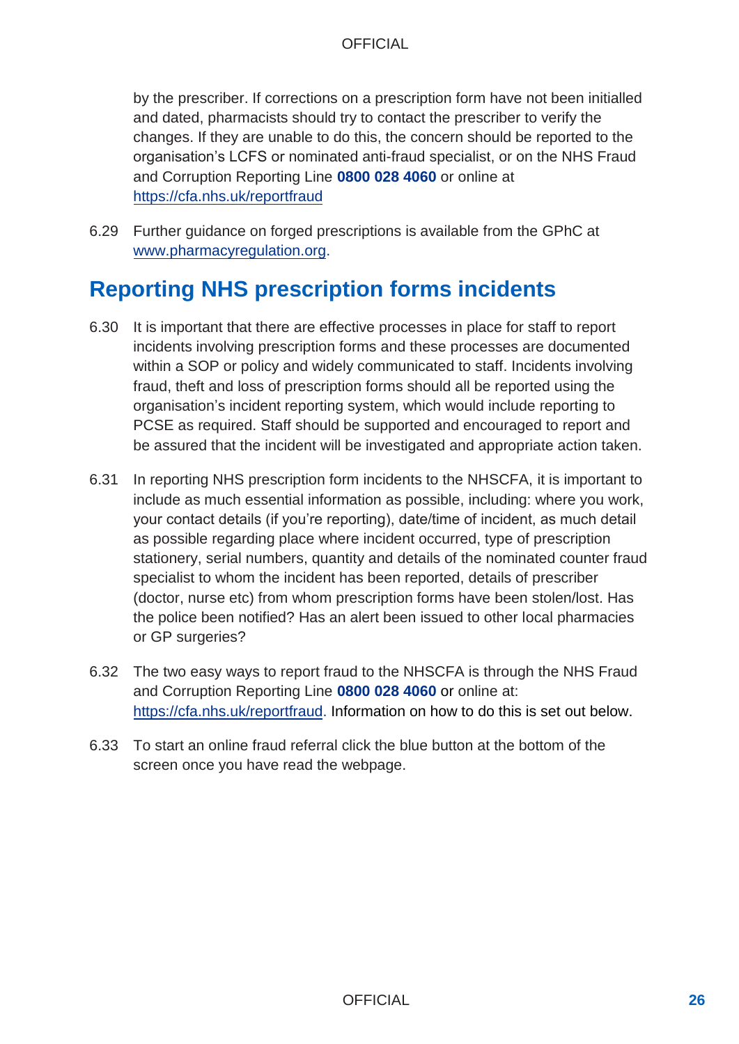by the prescriber. If corrections on a prescription form have not been initialled and dated, pharmacists should try to contact the prescriber to verify the changes. If they are unable to do this, the concern should be reported to the organisation's LCFS or nominated anti-fraud specialist, or on the NHS Fraud and Corruption Reporting Line **0800 028 4060** or online at https://cfa.nhs.uk/reportfraud

6.29 Further guidance on forged prescriptions is available from the GPhC at www.pharmacyregulation.org.

## Reporting NHS prescription forms incidents

6.30 It is important that there are effective processes in place for staff to report incidents involving prescription forms and these processes are documented within a SOP or policy and widely communicated to staff. Incidents involving fraud, theft and loss of prescription forms should all be reported using the organisation's incident reporting system, which would include reporting to PCSE as required. Staff should be supported and encouraged to report and be assured that the incident will be investigated and appropriate action taken.

6.31 In reporting NHS prescription form incidents to the NHSCFA, it is important to include as much essential information as possible, including: where you work, your contact details (if you're reporting), date/time of incident, as much detail as possible regarding place where incident occurred, type of prescription stationery, serial numbers, quantity and details of the nominated counter fraud specialist to whom the incident has been reported, details of prescriber (doctor, nurse etc) from whom prescription forms have been stolen/lost. Has the police been notified? Has an alert been issued to other local pharmacies or GP surgeries?

6.32 The two easy ways to report fraud to the NHSCFA is through the NHS Fraud and Corruption Reporting Line **0800 028 4060** or online at: https://cfa.nhs.uk/reportfraud. Information on how to do this is set out below.

6.33 To start an online fraud referral click the blue button at the bottom of the screen once you have read the webpage.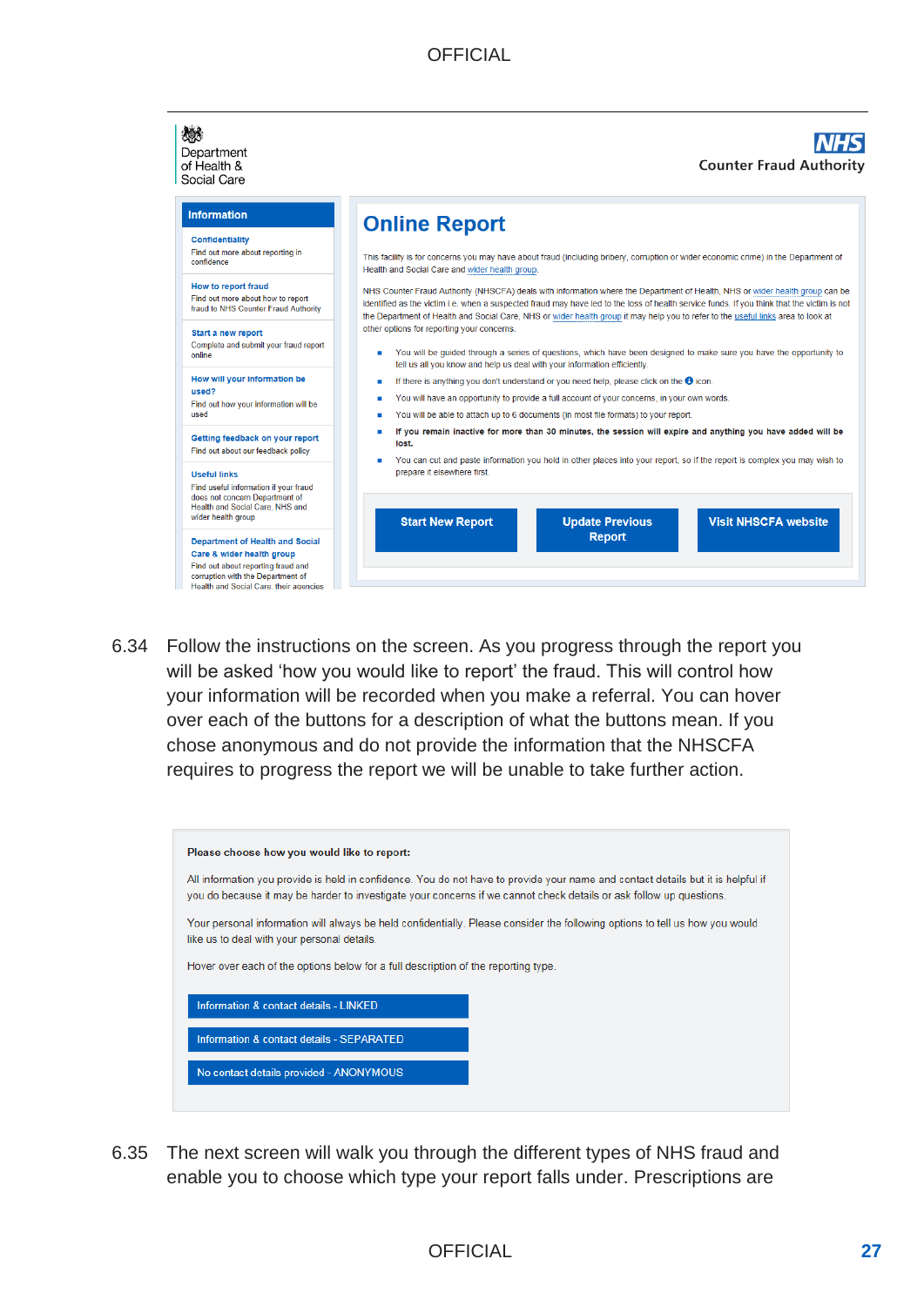Department of Health & Social Care

NHS Counter Fraud Authority

**Information**

**Confidentiality**
Find out more about reporting in confidence

**How to report fraud**
Find out more about how to report fraud to NHS Counter Fraud Authority

**Start a new report**
Complete and submit your fraud report online

**How will your information be used?**
Find out how your information will be used

**Getting feedback on your report**
Find out about our feedback policy

**Useful links**
Find useful information if your fraud does not concern Department of Health and Social Care, NHS and wider health group

**Department of Health and Social Care & wider health group**
Find out about reporting fraud and corruption with the Department of Health and Social Care, their agencies

# Online Report

This facility is for concerns you may have about fraud (including bribery, corruption or wider economic crime) in the Department of Health and Social Care and wider health group.

NHS Counter Fraud Authority (NHSCFA) deals with information where the Department of Health, NHS or wider health group can be identified as the victim i.e. when a suspected fraud may have led to the loss of health service funds. If you think that the victim is not the Department of Health and Social Care, NHS or wider health group it may help you to refer to the useful links area to look at other options for reporting your concerns.

- You will be guided through a series of questions, which have been designed to make sure you have the opportunity to tell us all you know and help us deal with your information efficiently.
- If there is anything you don't understand or you need help, please click on the icon.
- You will have an opportunity to provide a full account of your concerns, in your own words.
- You will be able to attach up to 6 documents (in most file formats) to your report.
- **If you remain inactive for more than 30 minutes, the session will expire and anything you have added will be lost.**
- You can cut and paste information you hold in other places into your report, so if the report is complex you may wish to prepare it elsewhere first.

Start New Report | Update Previous Report | Visit NHSCFA website

6.34 Follow the instructions on the screen. As you progress through the report you will be asked 'how you would like to report' the fraud. This will control how your information will be recorded when you make a referral. You can hover over each of the buttons for a description of what the buttons mean. If you chose anonymous and do not provide the information that the NHSCFA requires to progress the report we will be unable to take further action.

**Please choose how you would like to report:**

All information you provide is held in confidence. You do not have to provide your name and contact details but it is helpful if you do because it may be harder to investigate your concerns if we cannot check details or ask follow up questions.

Your personal information will always be held confidentially. Please consider the following options to tell us how you would like us to deal with your personal details.

Hover over each of the options below for a full description of the reporting type.

- Information & contact details - LINKED
- Information & contact details - SEPARATED
- No contact details provided - ANONYMOUS

6.35 The next screen will walk you through the different types of NHS fraud and enable you to choose which type your report falls under. Prescriptions are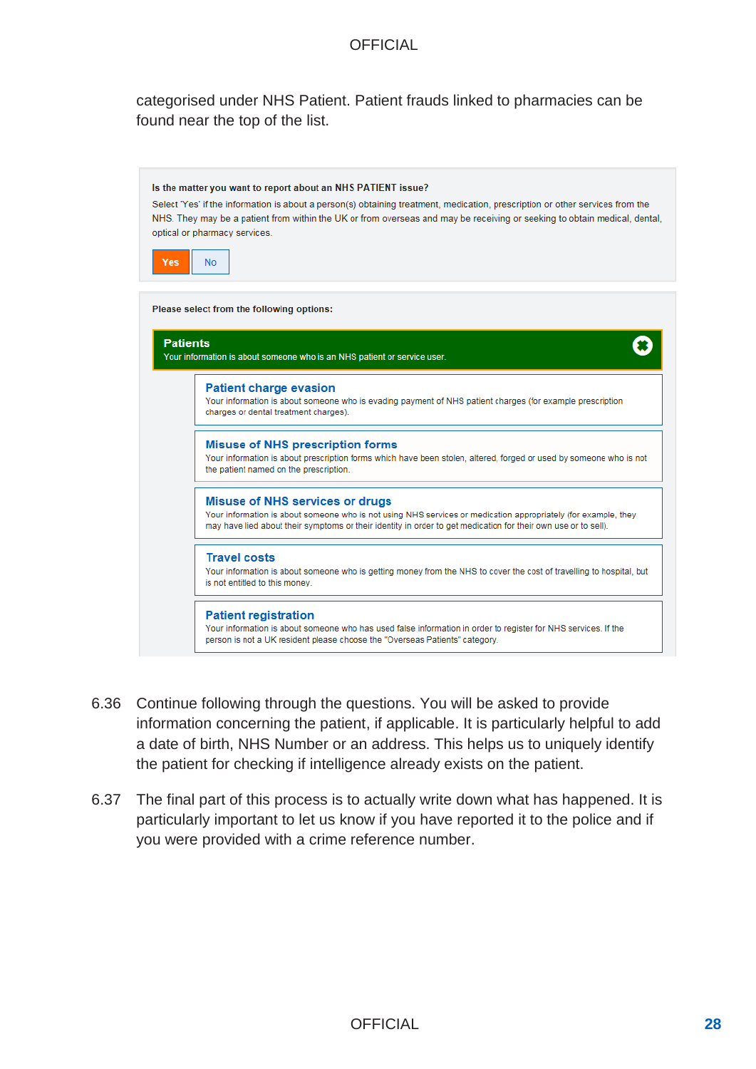categorised under NHS Patient. Patient frauds linked to pharmacies can be found near the top of the list.

**Is the matter you want to report about an NHS PATIENT issue?**

Select 'Yes' if the information is about a person(s) obtaining treatment, medication, prescription or other services from the NHS. They may be a patient from within the UK or from overseas and may be receiving or seeking to obtain medical, dental, optical or pharmacy services.

Yes | No

**Please select from the following options:**

**Patients**
Your information is about someone who is an NHS patient or service user.

**Patient charge evasion**
Your information is about someone who is evading payment of NHS patient charges (for example prescription charges or dental treatment charges).

**Misuse of NHS prescription forms**
Your information is about prescription forms which have been stolen, altered, forged or used by someone who is not the patient named on the prescription.

**Misuse of NHS services or drugs**
Your information is about someone who is not using NHS services or medication appropriately (for example, they may have lied about their symptoms or their identity in order to get medication for their own use or to sell).

**Travel costs**
Your information is about someone who is getting money from the NHS to cover the cost of travelling to hospital, but is not entitled to this money.

**Patient registration**
Your information is about someone who has used false information in order to register for NHS services. If the person is not a UK resident please choose the "Overseas Patients" category.

6.36 Continue following through the questions. You will be asked to provide information concerning the patient, if applicable. It is particularly helpful to add a date of birth, NHS Number or an address. This helps us to uniquely identify the patient for checking if intelligence already exists on the patient.

6.37 The final part of this process is to actually write down what has happened. It is particularly important to let us know if you have reported it to the police and if you were provided with a crime reference number.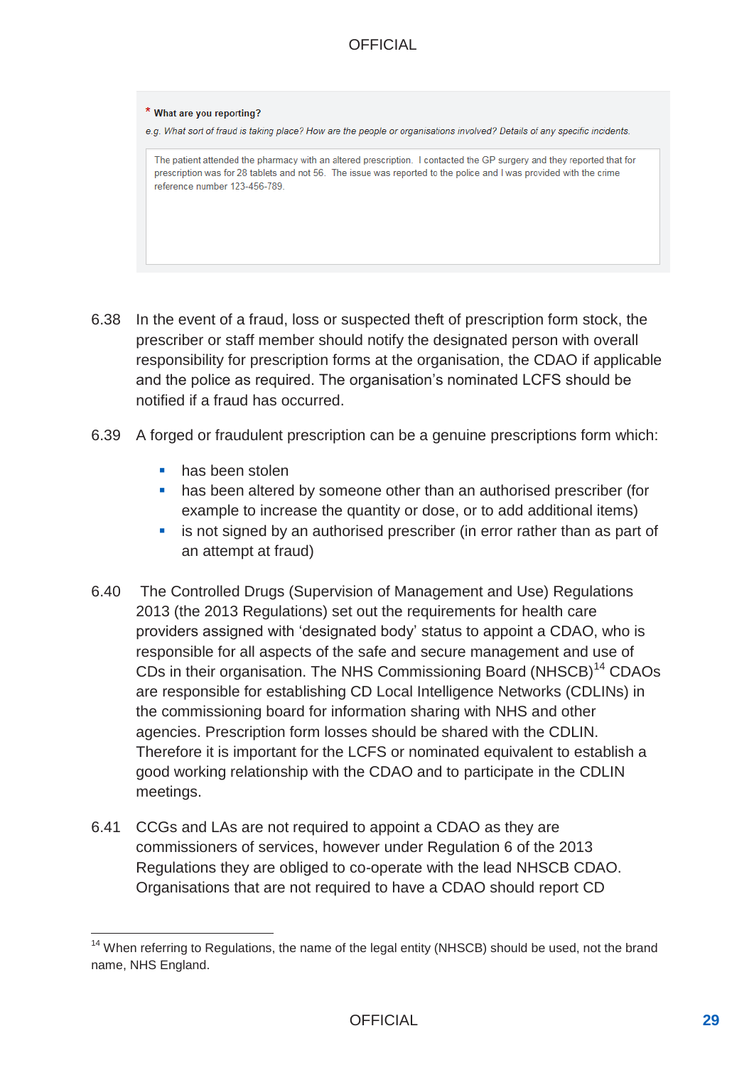**\* What are you reporting?**

*e.g. What sort of fraud is taking place? How are the people or organisations involved? Details of any specific incidents.*

> The patient attended the pharmacy with an altered prescription. I contacted the GP surgery and they reported that for prescription was for 28 tablets and not 56. The issue was reported to the police and I was provided with the crime reference number 123-456-789.

6.38 In the event of a fraud, loss or suspected theft of prescription form stock, the prescriber or staff member should notify the designated person with overall responsibility for prescription forms at the organisation, the CDAO if applicable and the police as required. The organisation's nominated LCFS should be notified if a fraud has occurred.

6.39 A forged or fraudulent prescription can be a genuine prescriptions form which:

- has been stolen
- has been altered by someone other than an authorised prescriber (for example to increase the quantity or dose, or to add additional items)
- is not signed by an authorised prescriber (in error rather than as part of an attempt at fraud)

6.40 The Controlled Drugs (Supervision of Management and Use) Regulations 2013 (the 2013 Regulations) set out the requirements for health care providers assigned with 'designated body' status to appoint a CDAO, who is responsible for all aspects of the safe and secure management and use of CDs in their organisation. The NHS Commissioning Board (NHSCB)[14] CDAOs are responsible for establishing CD Local Intelligence Networks (CDLINs) in the commissioning board for information sharing with NHS and other agencies. Prescription form losses should be shared with the CDLIN. Therefore it is important for the LCFS or nominated equivalent to establish a good working relationship with the CDAO and to participate in the CDLIN meetings.

6.41 CCGs and LAs are not required to appoint a CDAO as they are commissioners of services, however under Regulation 6 of the 2013 Regulations they are obliged to co-operate with the lead NHSCB CDAO. Organisations that are not required to have a CDAO should report CD

---

[14] When referring to Regulations, the name of the legal entity (NHSCB) should be used, not the brand name, NHS England.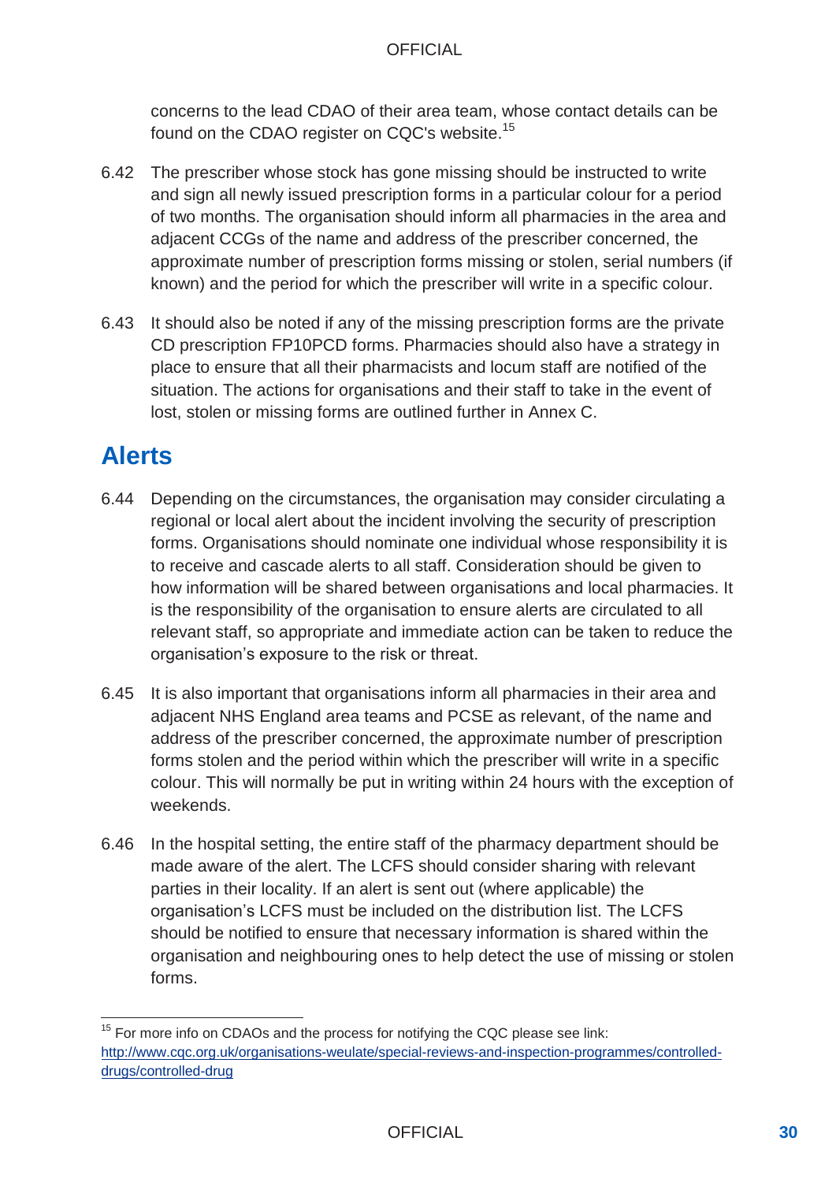concerns to the lead CDAO of their area team, whose contact details can be found on the CDAO register on CQC's website.[15]

6.42 The prescriber whose stock has gone missing should be instructed to write and sign all newly issued prescription forms in a particular colour for a period of two months. The organisation should inform all pharmacies in the area and adjacent CCGs of the name and address of the prescriber concerned, the approximate number of prescription forms missing or stolen, serial numbers (if known) and the period for which the prescriber will write in a specific colour.

6.43 It should also be noted if any of the missing prescription forms are the private CD prescription FP10PCD forms. Pharmacies should also have a strategy in place to ensure that all their pharmacists and locum staff are notified of the situation. The actions for organisations and their staff to take in the event of lost, stolen or missing forms are outlined further in Annex C.

## Alerts

6.44 Depending on the circumstances, the organisation may consider circulating a regional or local alert about the incident involving the security of prescription forms. Organisations should nominate one individual whose responsibility it is to receive and cascade alerts to all staff. Consideration should be given to how information will be shared between organisations and local pharmacies. It is the responsibility of the organisation to ensure alerts are circulated to all relevant staff, so appropriate and immediate action can be taken to reduce the organisation's exposure to the risk or threat.

6.45 It is also important that organisations inform all pharmacies in their area and adjacent NHS England area teams and PCSE as relevant, of the name and address of the prescriber concerned, the approximate number of prescription forms stolen and the period within which the prescriber will write in a specific colour. This will normally be put in writing within 24 hours with the exception of weekends.

6.46 In the hospital setting, the entire staff of the pharmacy department should be made aware of the alert. The LCFS should consider sharing with relevant parties in their locality. If an alert is sent out (where applicable) the organisation's LCFS must be included on the distribution list. The LCFS should be notified to ensure that necessary information is shared within the organisation and neighbouring ones to help detect the use of missing or stolen forms.

---

[15] For more info on CDAOs and the process for notifying the CQC please see link: [http://www.cqc.org.uk/organisations-weulate/special-reviews-and-inspection-programmes/controlled-drugs/controlled-drug](http://www.cqc.org.uk/organisations-weulate/special-reviews-and-inspection-programmes/controlled-drugs/controlled-drug)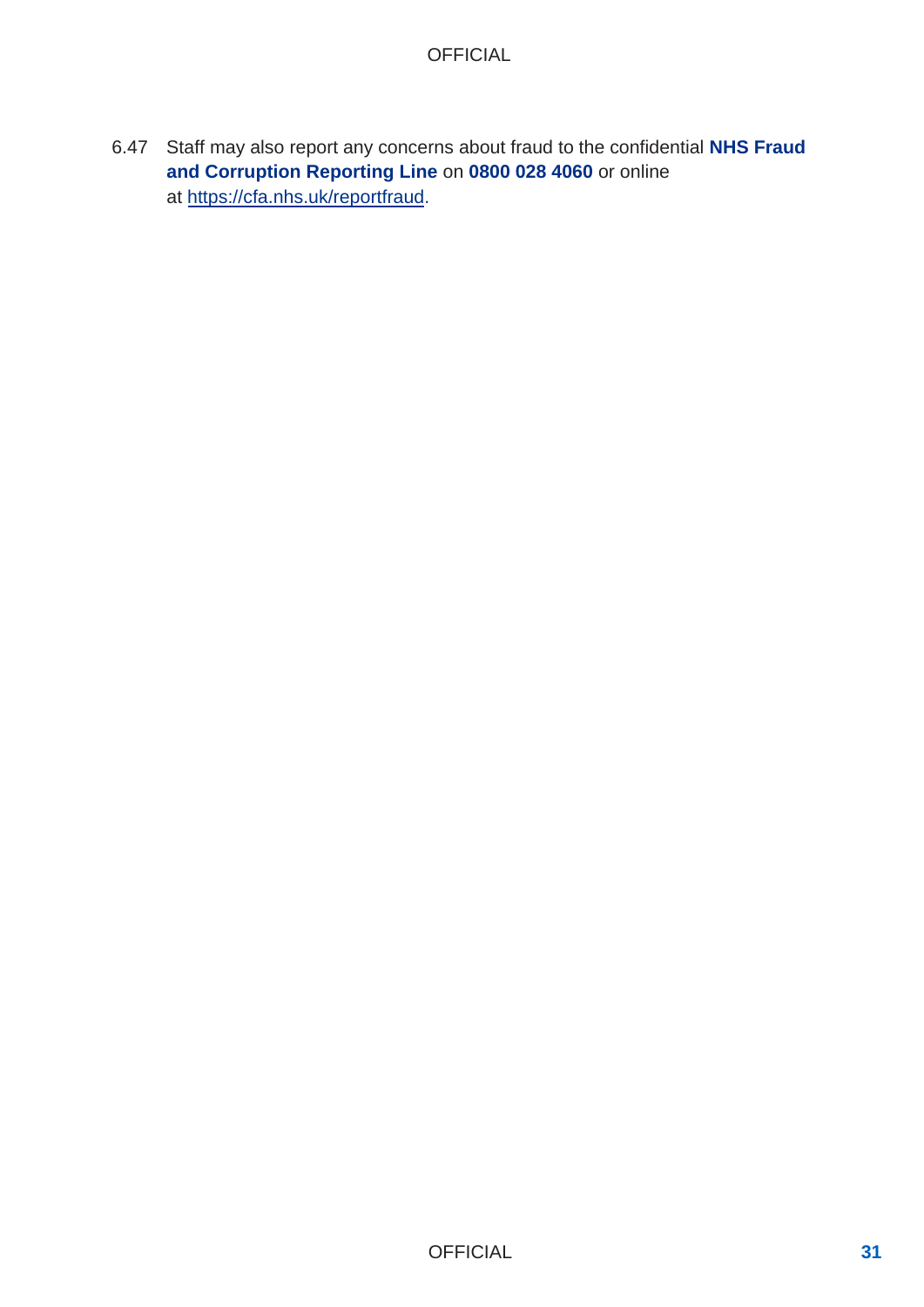6.47 Staff may also report any concerns about fraud to the confidential **NHS Fraud and Corruption Reporting Line** on **0800 028 4060** or online at https://cfa.nhs.uk/reportfraud.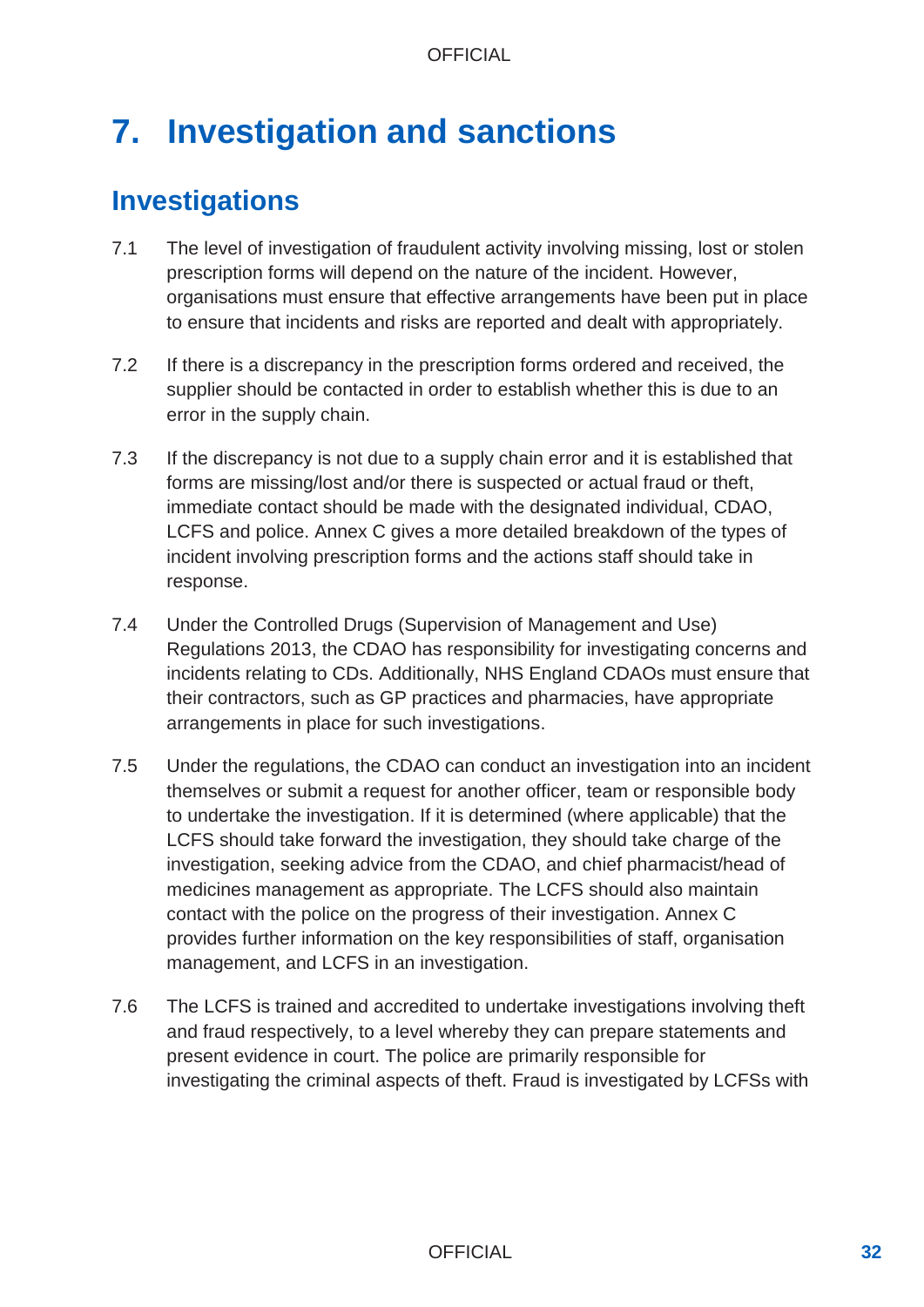# 7. Investigation and sanctions

## Investigations

7.1 The level of investigation of fraudulent activity involving missing, lost or stolen prescription forms will depend on the nature of the incident. However, organisations must ensure that effective arrangements have been put in place to ensure that incidents and risks are reported and dealt with appropriately.

7.2 If there is a discrepancy in the prescription forms ordered and received, the supplier should be contacted in order to establish whether this is due to an error in the supply chain.

7.3 If the discrepancy is not due to a supply chain error and it is established that forms are missing/lost and/or there is suspected or actual fraud or theft, immediate contact should be made with the designated individual, CDAO, LCFS and police. Annex C gives a more detailed breakdown of the types of incident involving prescription forms and the actions staff should take in response.

7.4 Under the Controlled Drugs (Supervision of Management and Use) Regulations 2013, the CDAO has responsibility for investigating concerns and incidents relating to CDs. Additionally, NHS England CDAOs must ensure that their contractors, such as GP practices and pharmacies, have appropriate arrangements in place for such investigations.

7.5 Under the regulations, the CDAO can conduct an investigation into an incident themselves or submit a request for another officer, team or responsible body to undertake the investigation. If it is determined (where applicable) that the LCFS should take forward the investigation, they should take charge of the investigation, seeking advice from the CDAO, and chief pharmacist/head of medicines management as appropriate. The LCFS should also maintain contact with the police on the progress of their investigation. Annex C provides further information on the key responsibilities of staff, organisation management, and LCFS in an investigation.

7.6 The LCFS is trained and accredited to undertake investigations involving theft and fraud respectively, to a level whereby they can prepare statements and present evidence in court. The police are primarily responsible for investigating the criminal aspects of theft. Fraud is investigated by LCFSs with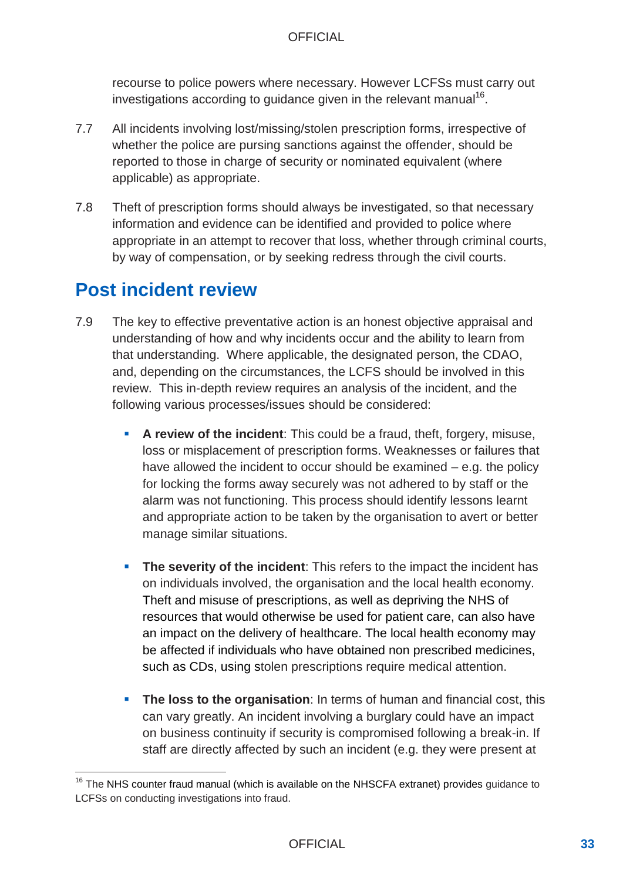recourse to police powers where necessary. However LCFSs must carry out investigations according to guidance given in the relevant manual[16].

7.7 All incidents involving lost/missing/stolen prescription forms, irrespective of whether the police are pursing sanctions against the offender, should be reported to those in charge of security or nominated equivalent (where applicable) as appropriate.

7.8 Theft of prescription forms should always be investigated, so that necessary information and evidence can be identified and provided to police where appropriate in an attempt to recover that loss, whether through criminal courts, by way of compensation, or by seeking redress through the civil courts.

## Post incident review

7.9 The key to effective preventative action is an honest objective appraisal and understanding of how and why incidents occur and the ability to learn from that understanding. Where applicable, the designated person, the CDAO, and, depending on the circumstances, the LCFS should be involved in this review. This in-depth review requires an analysis of the incident, and the following various processes/issues should be considered:

- **A review of the incident**: This could be a fraud, theft, forgery, misuse, loss or misplacement of prescription forms. Weaknesses or failures that have allowed the incident to occur should be examined – e.g. the policy for locking the forms away securely was not adhered to by staff or the alarm was not functioning. This process should identify lessons learnt and appropriate action to be taken by the organisation to avert or better manage similar situations.

- **The severity of the incident**: This refers to the impact the incident has on individuals involved, the organisation and the local health economy. Theft and misuse of prescriptions, as well as depriving the NHS of resources that would otherwise be used for patient care, can also have an impact on the delivery of healthcare. The local health economy may be affected if individuals who have obtained non prescribed medicines, such as CDs, using stolen prescriptions require medical attention.

- **The loss to the organisation**: In terms of human and financial cost, this can vary greatly. An incident involving a burglary could have an impact on business continuity if security is compromised following a break-in. If staff are directly affected by such an incident (e.g. they were present at

[16] The NHS counter fraud manual (which is available on the NHSCFA extranet) provides guidance to LCFSs on conducting investigations into fraud.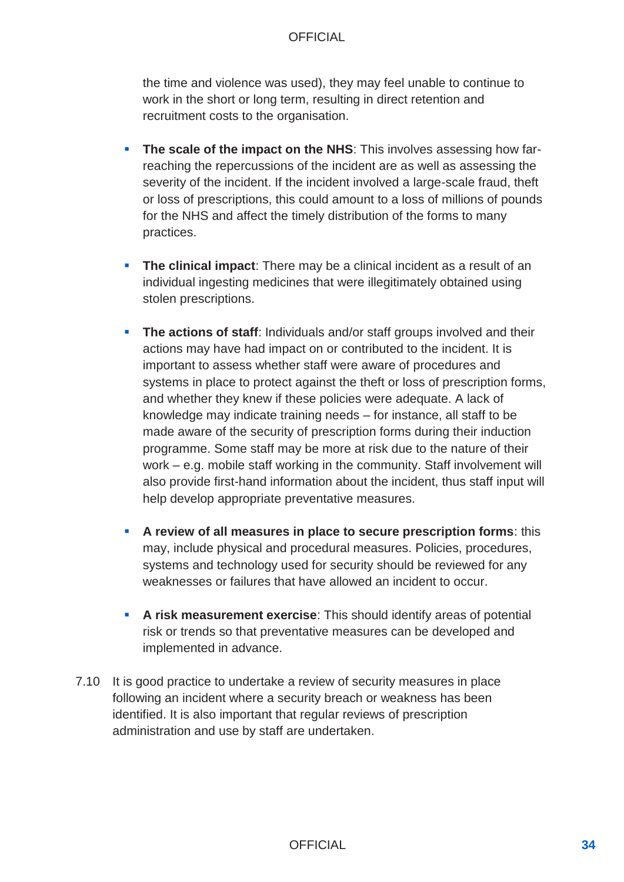the time and violence was used), they may feel unable to continue to work in the short or long term, resulting in direct retention and recruitment costs to the organisation.

- **The scale of the impact on the NHS**: This involves assessing how far-reaching the repercussions of the incident are as well as assessing the severity of the incident. If the incident involved a large-scale fraud, theft or loss of prescriptions, this could amount to a loss of millions of pounds for the NHS and affect the timely distribution of the forms to many practices.

- **The clinical impact**: There may be a clinical incident as a result of an individual ingesting medicines that were illegitimately obtained using stolen prescriptions.

- **The actions of staff**: Individuals and/or staff groups involved and their actions may have had impact on or contributed to the incident. It is important to assess whether staff were aware of procedures and systems in place to protect against the theft or loss of prescription forms, and whether they knew if these policies were adequate. A lack of knowledge may indicate training needs – for instance, all staff to be made aware of the security of prescription forms during their induction programme. Some staff may be more at risk due to the nature of their work – e.g. mobile staff working in the community. Staff involvement will also provide first-hand information about the incident, thus staff input will help develop appropriate preventative measures.

- **A review of all measures in place to secure prescription forms**: this may, include physical and procedural measures. Policies, procedures, systems and technology used for security should be reviewed for any weaknesses or failures that have allowed an incident to occur.

- **A risk measurement exercise**: This should identify areas of potential risk or trends so that preventative measures can be developed and implemented in advance.

7.10 It is good practice to undertake a review of security measures in place following an incident where a security breach or weakness has been identified. It is also important that regular reviews of prescription administration and use by staff are undertaken.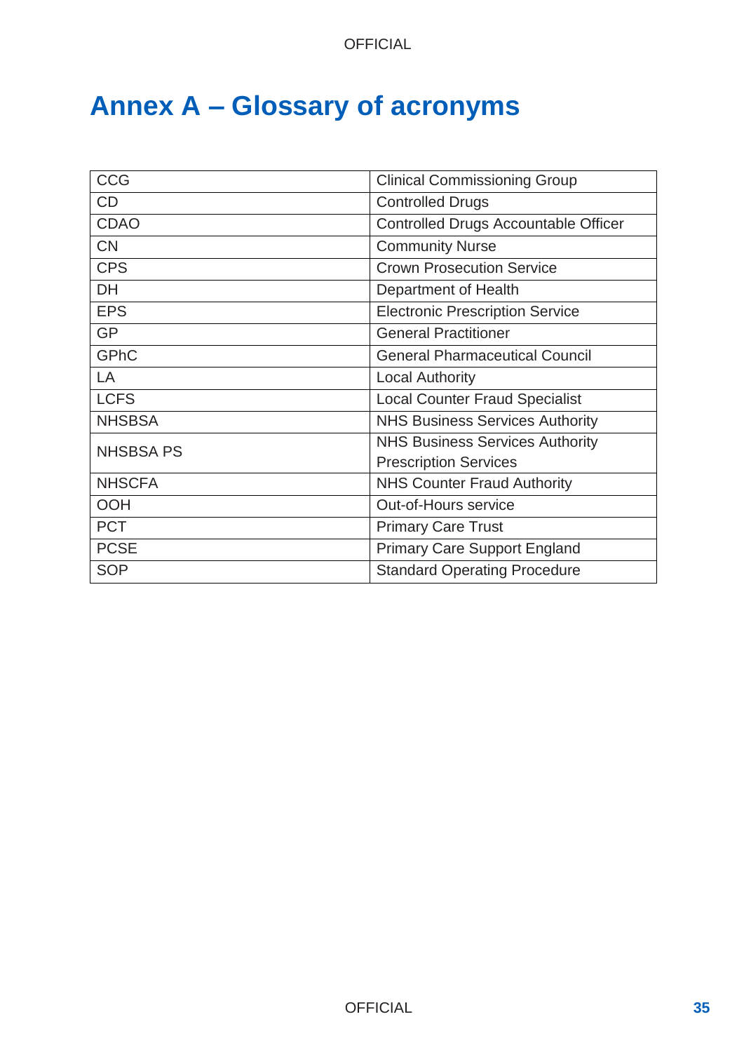# Annex A – Glossary of acronyms

| | |
|---|---|
| CCG | Clinical Commissioning Group |
| CD | Controlled Drugs |
| CDAO | Controlled Drugs Accountable Officer |
| CN | Community Nurse |
| CPS | Crown Prosecution Service |
| DH | Department of Health |
| EPS | Electronic Prescription Service |
| GP | General Practitioner |
| GPhC | General Pharmaceutical Council |
| LA | Local Authority |
| LCFS | Local Counter Fraud Specialist |
| NHSBSA | NHS Business Services Authority |
| NHSBSA PS | NHS Business Services Authority Prescription Services |
| NHSCFA | NHS Counter Fraud Authority |
| OOH | Out-of-Hours service |
| PCT | Primary Care Trust |
| PCSE | Primary Care Support England |
| SOP | Standard Operating Procedure |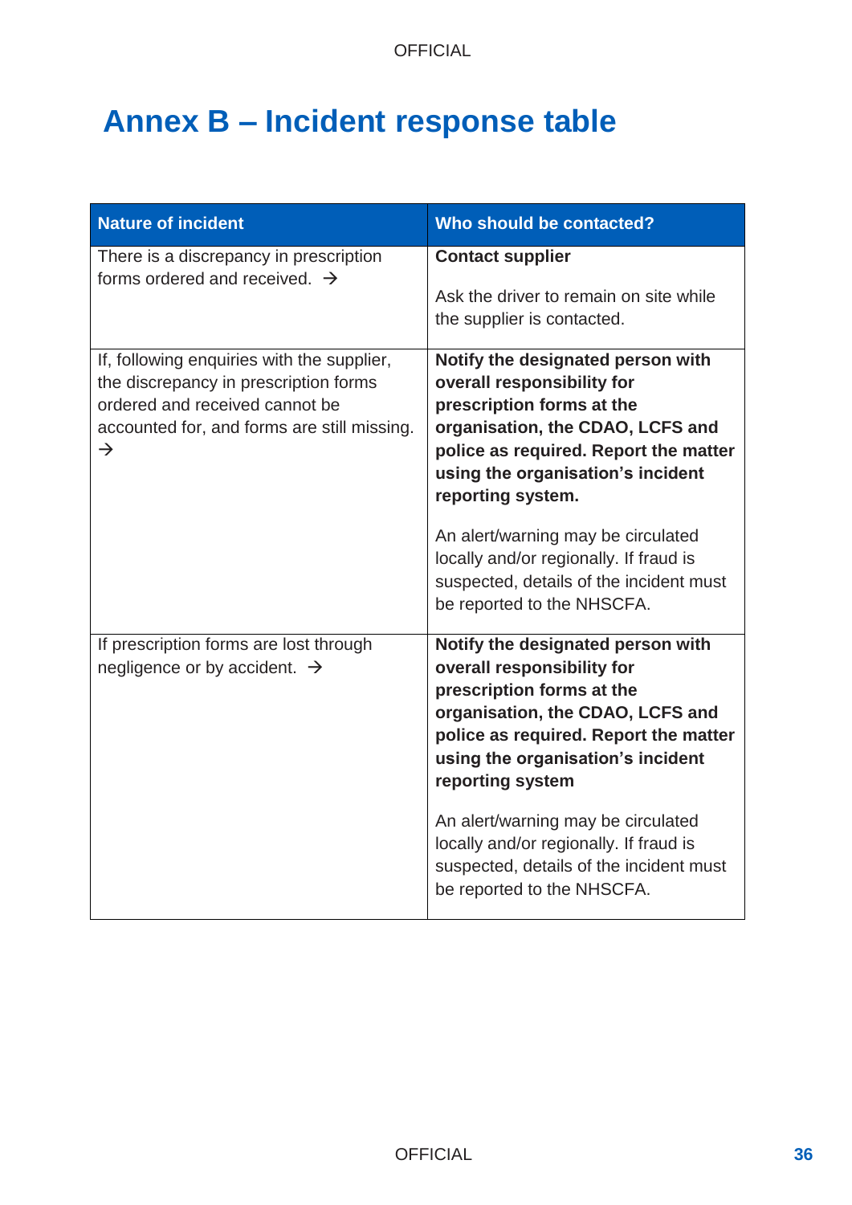# Annex B – Incident response table

| Nature of incident | Who should be contacted? |
|---|---|
| There is a discrepancy in prescription forms ordered and received. → | **Contact supplier**<br><br>Ask the driver to remain on site while the supplier is contacted. |
| If, following enquiries with the supplier, the discrepancy in prescription forms ordered and received cannot be accounted for, and forms are still missing. → | **Notify the designated person with overall responsibility for prescription forms at the organisation, the CDAO, LCFS and police as required. Report the matter using the organisation's incident reporting system.**<br><br>An alert/warning may be circulated locally and/or regionally. If fraud is suspected, details of the incident must be reported to the NHSCFA. |
| If prescription forms are lost through negligence or by accident. → | **Notify the designated person with overall responsibility for prescription forms at the organisation, the CDAO, LCFS and police as required. Report the matter using the organisation's incident reporting system**<br><br>An alert/warning may be circulated locally and/or regionally. If fraud is suspected, details of the incident must be reported to the NHSCFA. |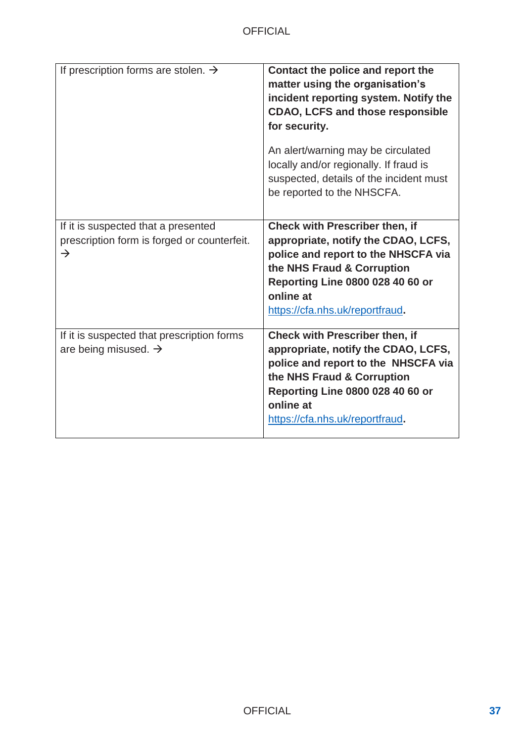| | |
|---|---|
| If prescription forms are stolen. → | **Contact the police and report the matter using the organisation's incident reporting system. Notify the CDAO, LCFS and those responsible for security.** An alert/warning may be circulated locally and/or regionally. If fraud is suspected, details of the incident must be reported to the NHSCFA. |
| If it is suspected that a presented prescription form is forged or counterfeit. → | **Check with Prescriber then, if appropriate, notify the CDAO, LCFS, police and report to the NHSCFA via the NHS Fraud & Corruption Reporting Line 0800 028 40 60 or online at** [https://cfa.nhs.uk/reportfraud](https://cfa.nhs.uk/reportfraud)**.** |
| If it is suspected that prescription forms are being misused. → | **Check with Prescriber then, if appropriate, notify the CDAO, LCFS, police and report to the NHSCFA via the NHS Fraud & Corruption Reporting Line 0800 028 40 60 or online at** [https://cfa.nhs.uk/reportfraud](https://cfa.nhs.uk/reportfraud)**.** |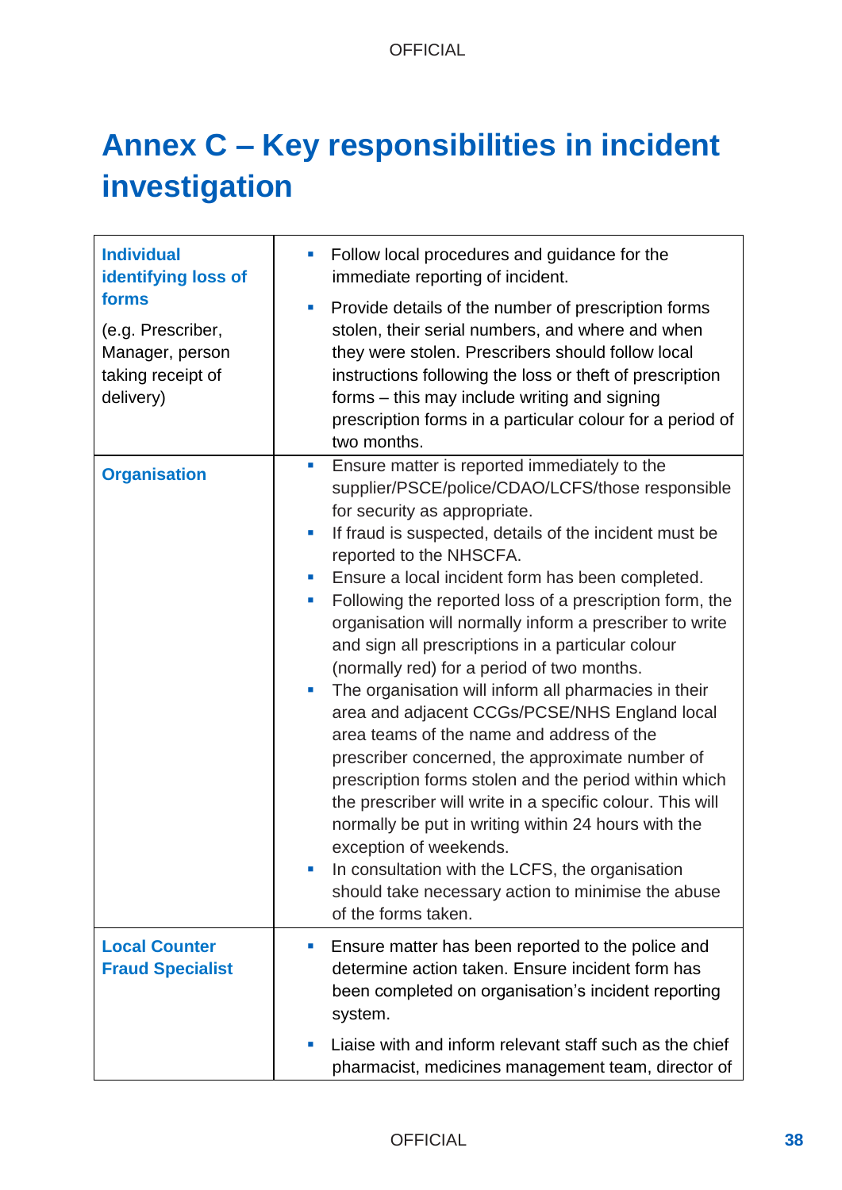# Annex C – Key responsibilities in incident investigation

| | |
|---|---|
| **Individual identifying loss of forms**<br><br>(e.g. Prescriber, Manager, person taking receipt of delivery) | ▪ Follow local procedures and guidance for the immediate reporting of incident.<br>▪ Provide details of the number of prescription forms stolen, their serial numbers, and where and when they were stolen. Prescribers should follow local instructions following the loss or theft of prescription forms – this may include writing and signing prescription forms in a particular colour for a period of two months. |
| **Organisation** | ▪ Ensure matter is reported immediately to the supplier/PSCE/police/CDAO/LCFS/those responsible for security as appropriate.<br>▪ If fraud is suspected, details of the incident must be reported to the NHSCFA.<br>▪ Ensure a local incident form has been completed.<br>▪ Following the reported loss of a prescription form, the organisation will normally inform a prescriber to write and sign all prescriptions in a particular colour (normally red) for a period of two months.<br>▪ The organisation will inform all pharmacies in their area and adjacent CCGs/PCSE/NHS England local area teams of the name and address of the prescriber concerned, the approximate number of prescription forms stolen and the period within which the prescriber will write in a specific colour. This will normally be put in writing within 24 hours with the exception of weekends.<br>▪ In consultation with the LCFS, the organisation should take necessary action to minimise the abuse of the forms taken. |
| **Local Counter Fraud Specialist** | ▪ Ensure matter has been reported to the police and determine action taken. Ensure incident form has been completed on organisation's incident reporting system.<br>▪ Liaise with and inform relevant staff such as the chief pharmacist, medicines management team, director of |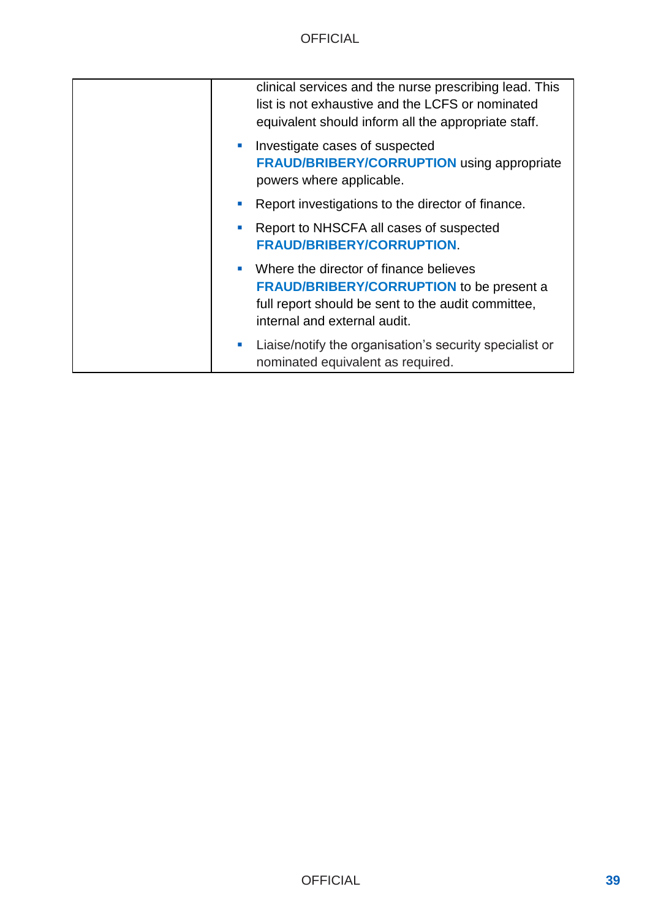| | |
|---|---|
| | clinical services and the nurse prescribing lead. This list is not exhaustive and the LCFS or nominated equivalent should inform all the appropriate staff.<br>▪ Investigate cases of suspected **FRAUD/BRIBERY/CORRUPTION** using appropriate powers where applicable.<br>▪ Report investigations to the director of finance.<br>▪ Report to NHSCFA all cases of suspected **FRAUD/BRIBERY/CORRUPTION**.<br>▪ Where the director of finance believes **FRAUD/BRIBERY/CORRUPTION** to be present a full report should be sent to the audit committee, internal and external audit.<br>▪ Liaise/notify the organisation's security specialist or nominated equivalent as required. |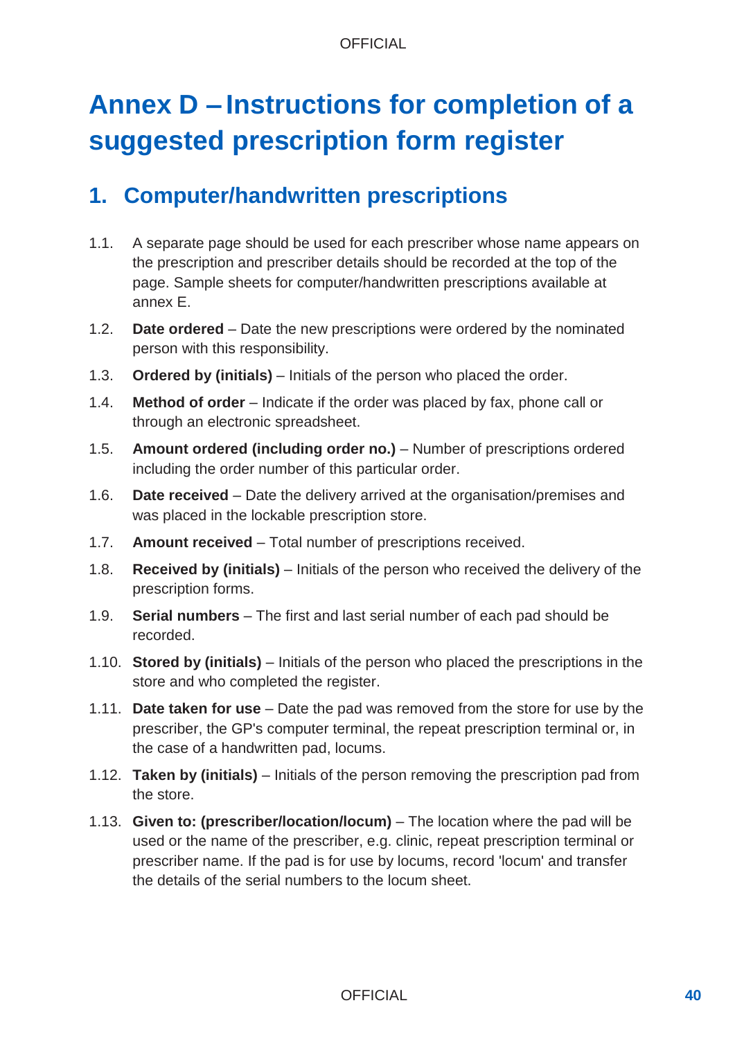# Annex D – Instructions for completion of a suggested prescription form register

## 1. Computer/handwritten prescriptions

1.1. A separate page should be used for each prescriber whose name appears on the prescription and prescriber details should be recorded at the top of the page. Sample sheets for computer/handwritten prescriptions available at annex E.

1.2. **Date ordered** – Date the new prescriptions were ordered by the nominated person with this responsibility.

1.3. **Ordered by (initials)** – Initials of the person who placed the order.

1.4. **Method of order** – Indicate if the order was placed by fax, phone call or through an electronic spreadsheet.

1.5. **Amount ordered (including order no.)** – Number of prescriptions ordered including the order number of this particular order.

1.6. **Date received** – Date the delivery arrived at the organisation/premises and was placed in the lockable prescription store.

1.7. **Amount received** – Total number of prescriptions received.

1.8. **Received by (initials)** – Initials of the person who received the delivery of the prescription forms.

1.9. **Serial numbers** – The first and last serial number of each pad should be recorded.

1.10. **Stored by (initials)** – Initials of the person who placed the prescriptions in the store and who completed the register.

1.11. **Date taken for use** – Date the pad was removed from the store for use by the prescriber, the GP's computer terminal, the repeat prescription terminal or, in the case of a handwritten pad, locums.

1.12. **Taken by (initials)** – Initials of the person removing the prescription pad from the store.

1.13. **Given to: (prescriber/location/locum)** – The location where the pad will be used or the name of the prescriber, e.g. clinic, repeat prescription terminal or prescriber name. If the pad is for use by locums, record 'locum' and transfer the details of the serial numbers to the locum sheet.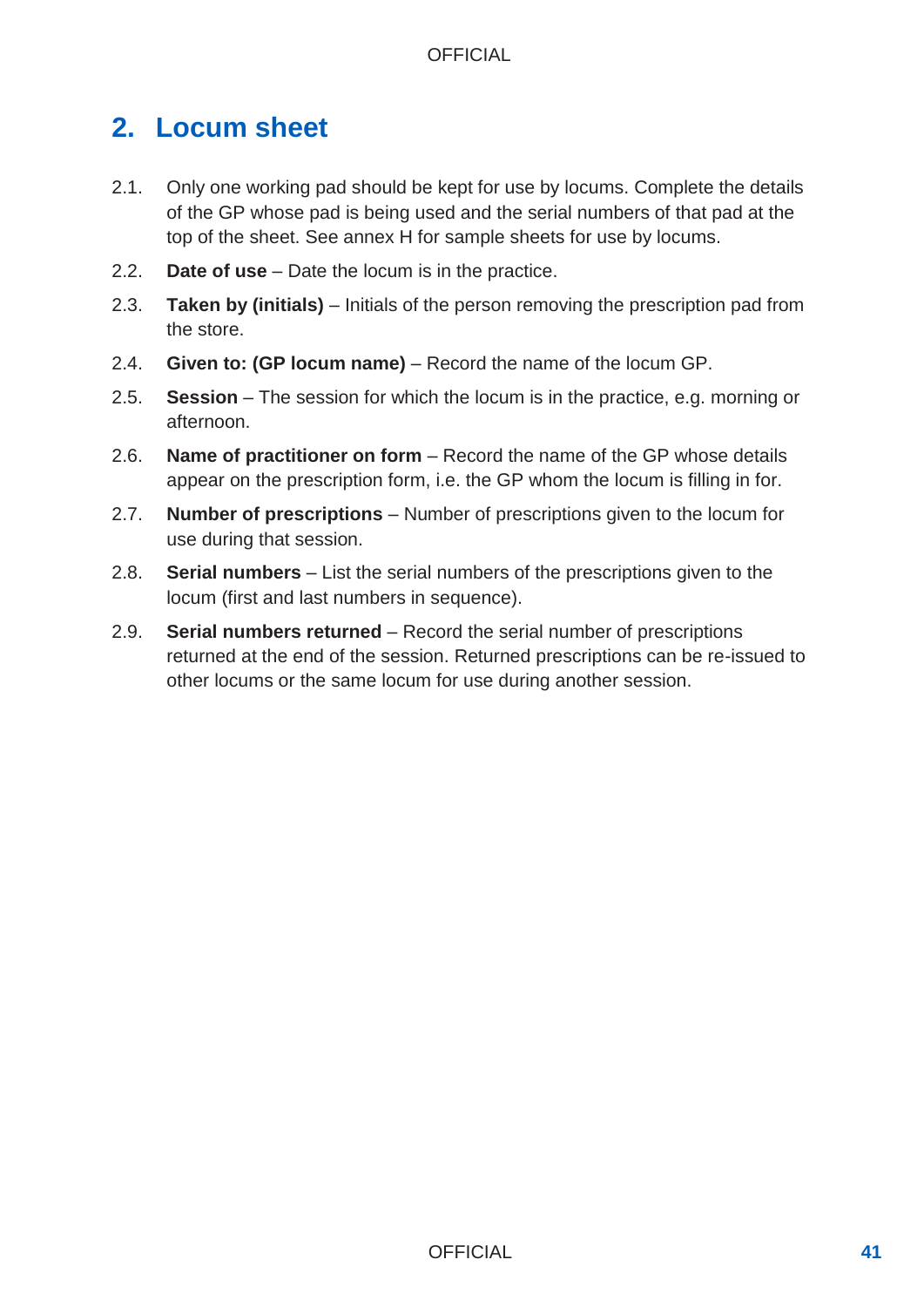## 2. Locum sheet

2.1. Only one working pad should be kept for use by locums. Complete the details of the GP whose pad is being used and the serial numbers of that pad at the top of the sheet. See annex H for sample sheets for use by locums.

2.2. **Date of use** – Date the locum is in the practice.

2.3. **Taken by (initials)** – Initials of the person removing the prescription pad from the store.

2.4. **Given to: (GP locum name)** – Record the name of the locum GP.

2.5. **Session** – The session for which the locum is in the practice, e.g. morning or afternoon.

2.6. **Name of practitioner on form** – Record the name of the GP whose details appear on the prescription form, i.e. the GP whom the locum is filling in for.

2.7. **Number of prescriptions** – Number of prescriptions given to the locum for use during that session.

2.8. **Serial numbers** – List the serial numbers of the prescriptions given to the locum (first and last numbers in sequence).

2.9. **Serial numbers returned** – Record the serial number of prescriptions returned at the end of the session. Returned prescriptions can be re-issued to other locums or the same locum for use during another session.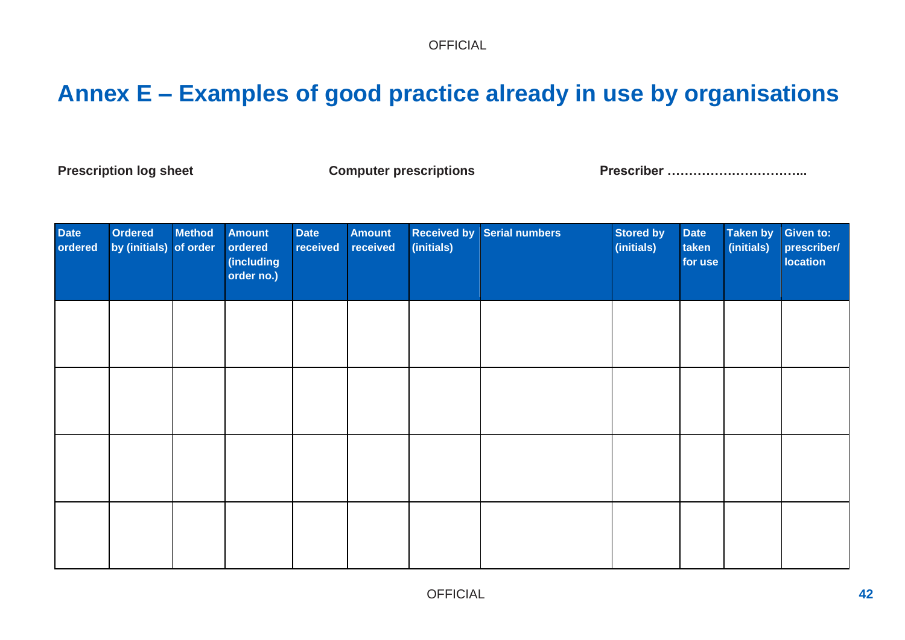# Annex E – Examples of good practice already in use by organisations

**Prescription log sheet** **Computer prescriptions** **Prescriber …………………………..**

| Date ordered | Ordered by (initials) | Method of order | Amount ordered (including order no.) | Date received | Amount received | Received by (initials) | Serial numbers | Stored by (initials) | Date taken for use | Taken by (initials) | Given to: prescriber/ location |
|---|---|---|---|---|---|---|---|---|---|---|---|
| | | | | | | | | | | | |
| | | | | | | | | | | | |
| | | | | | | | | | | | |
| | | | | | | | | | | | |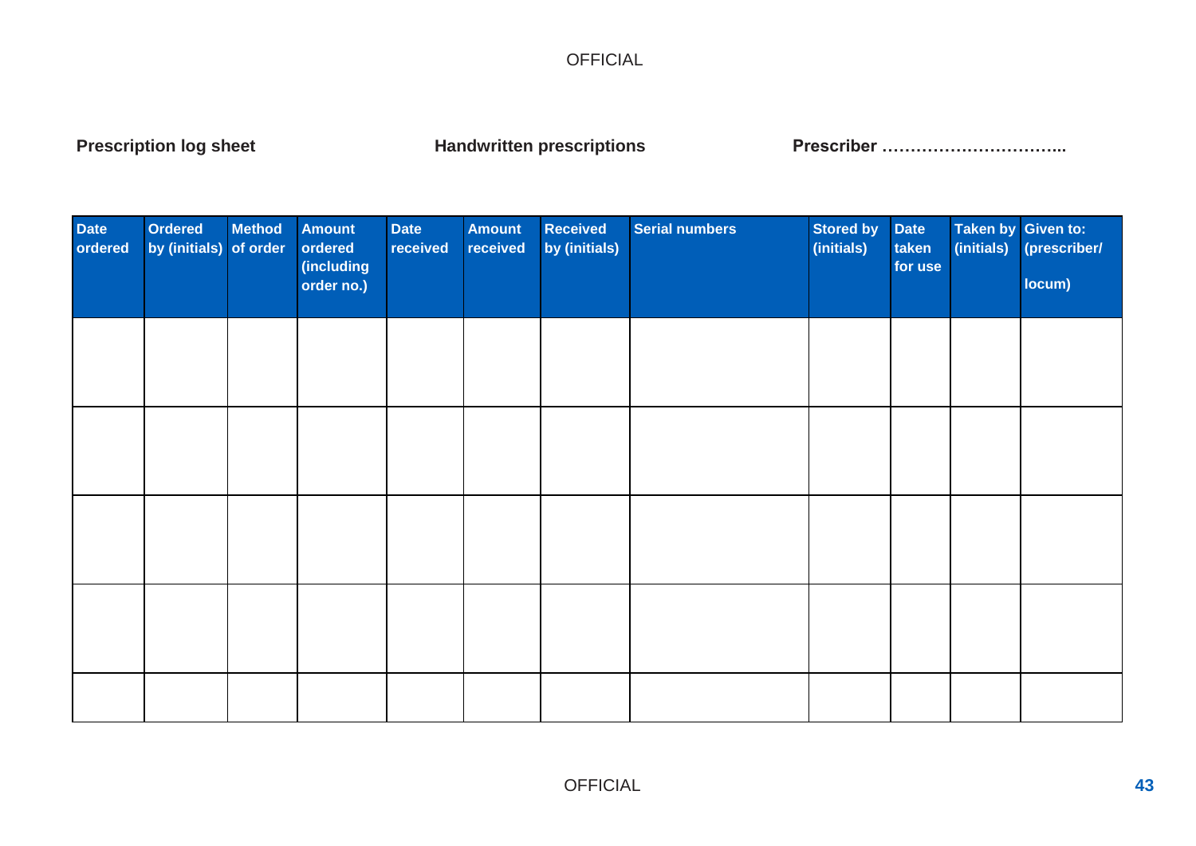**Prescription log sheet** **Handwritten prescriptions** **Prescriber …………………………..**

| Date ordered | Ordered by (initials) | Method of order | Amount ordered (including order no.) | Date received | Amount received | Received by (initials) | Serial numbers | Stored by (initials) | Date taken for use | Taken by (initials) | Given to: (prescriber/ locum) |
|---|---|---|---|---|---|---|---|---|---|---|---|
| | | | | | | | | | | | |
| | | | | | | | | | | | |
| | | | | | | | | | | | |
| | | | | | | | | | | | |
| | | | | | | | | | | | |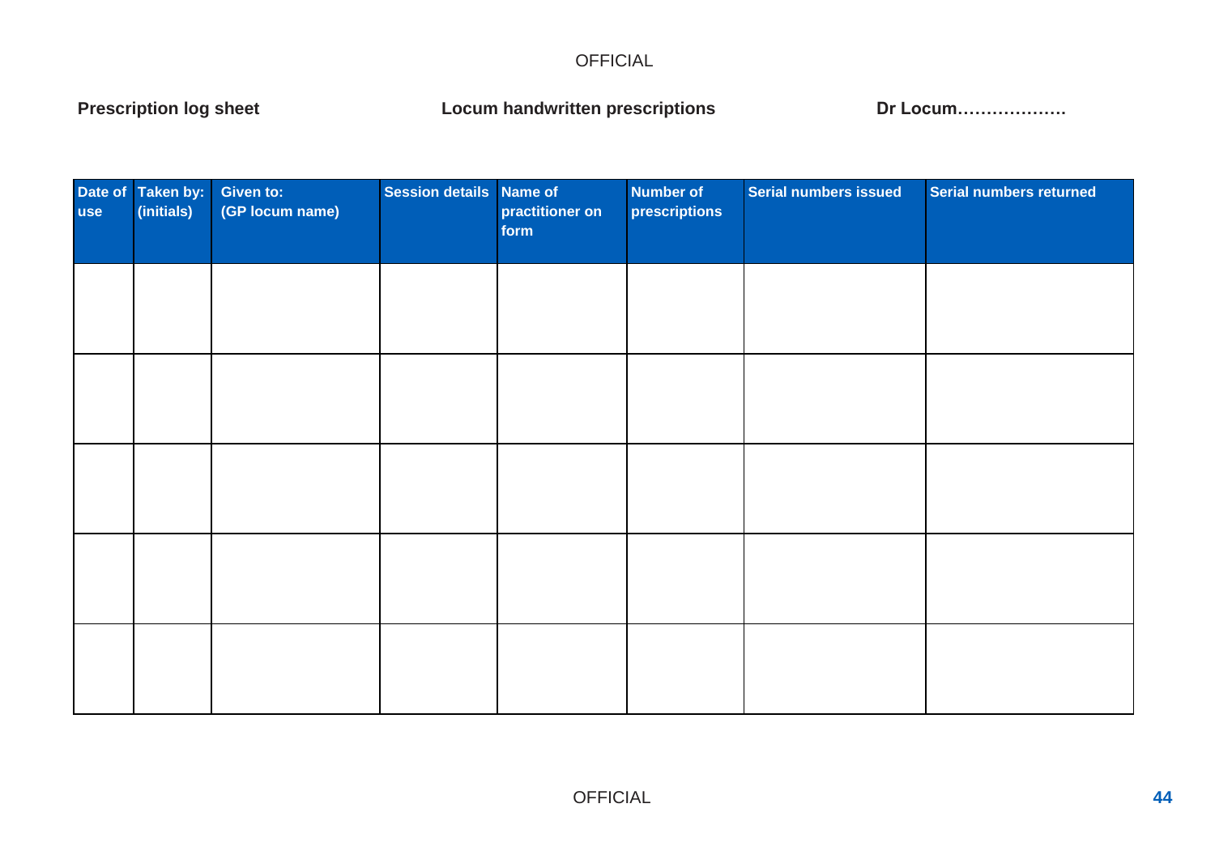**Prescription log sheet** **Locum handwritten prescriptions** **Dr Locum……………….**

| Date of use | Taken by: (initials) | Given to: (GP locum name) | Session details | Name of practitioner on form | Number of prescriptions | Serial numbers issued | Serial numbers returned |
|---|---|---|---|---|---|---|---|
| | | | | | | | |
| | | | | | | | |
| | | | | | | | |
| | | | | | | | |
| | | | | | | | |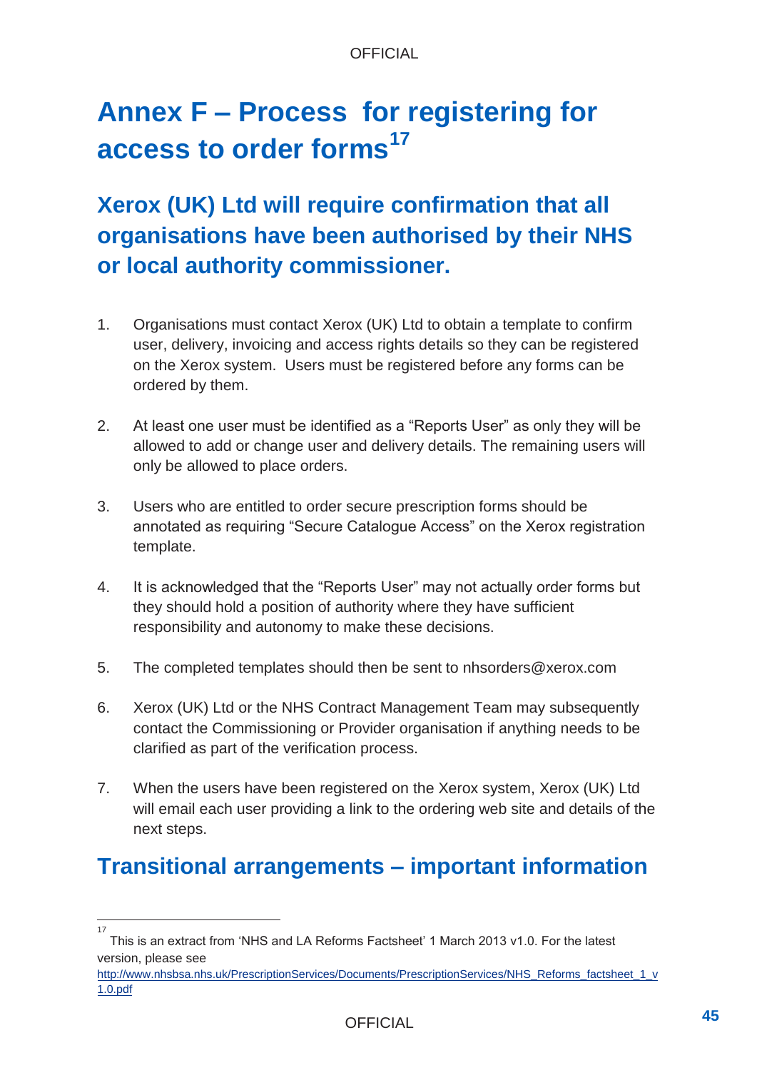# Annex F – Process for registering for access to order forms[17]

## Xerox (UK) Ltd will require confirmation that all organisations have been authorised by their NHS or local authority commissioner.

1. Organisations must contact Xerox (UK) Ltd to obtain a template to confirm user, delivery, invoicing and access rights details so they can be registered on the Xerox system. Users must be registered before any forms can be ordered by them.

2. At least one user must be identified as a "Reports User" as only they will be allowed to add or change user and delivery details. The remaining users will only be allowed to place orders.

3. Users who are entitled to order secure prescription forms should be annotated as requiring "Secure Catalogue Access" on the Xerox registration template.

4. It is acknowledged that the "Reports User" may not actually order forms but they should hold a position of authority where they have sufficient responsibility and autonomy to make these decisions.

5. The completed templates should then be sent to nhsorders@xerox.com

6. Xerox (UK) Ltd or the NHS Contract Management Team may subsequently contact the Commissioning or Provider organisation if anything needs to be clarified as part of the verification process.

7. When the users have been registered on the Xerox system, Xerox (UK) Ltd will email each user providing a link to the ordering web site and details of the next steps.

## Transitional arrangements – important information

---

[17] This is an extract from 'NHS and LA Reforms Factsheet' 1 March 2013 v1.0. For the latest version, please see http://www.nhsbsa.nhs.uk/PrescriptionServices/Documents/PrescriptionServices/NHS_Reforms_factsheet_1_v1.0.pdf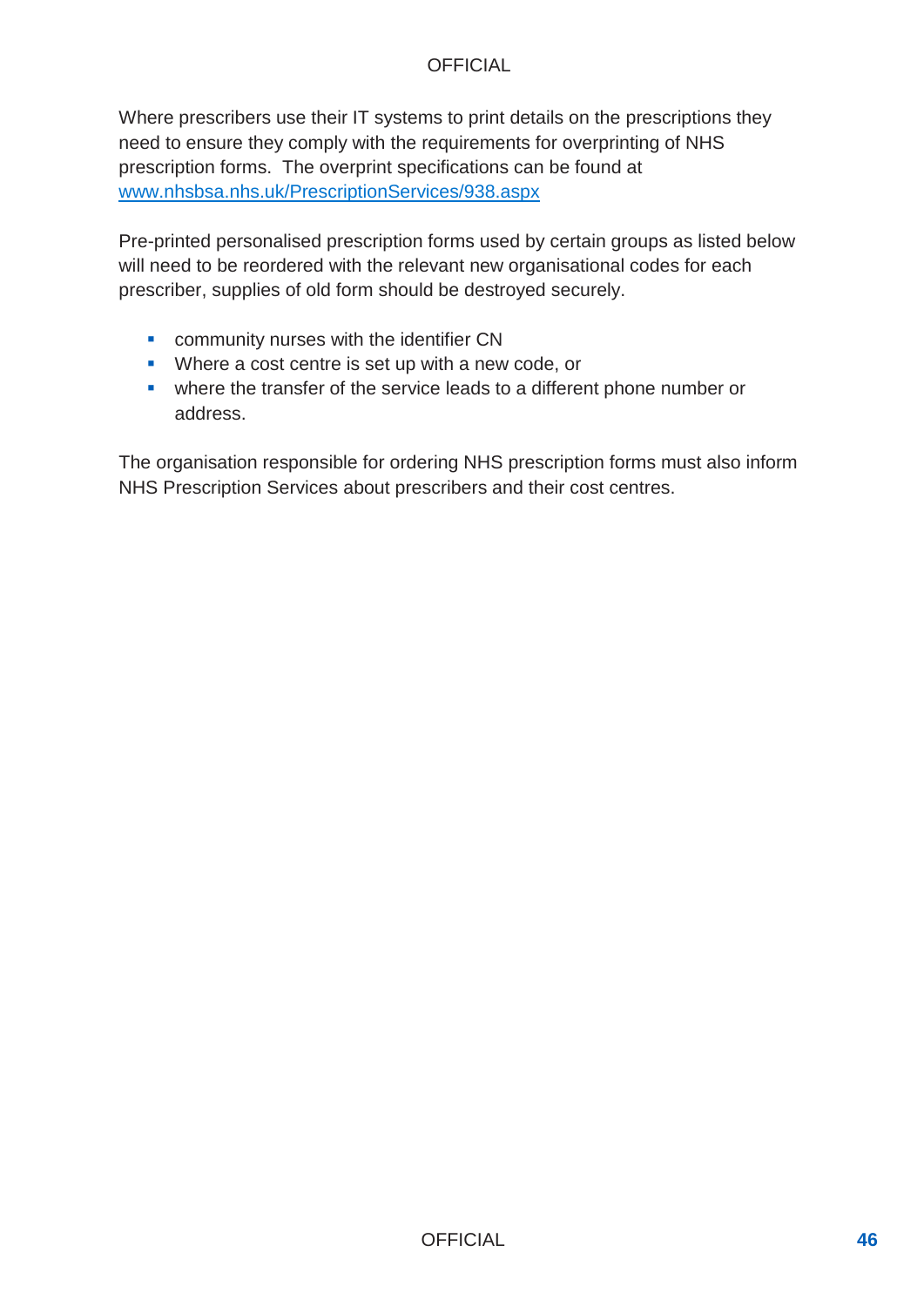Where prescribers use their IT systems to print details on the prescriptions they need to ensure they comply with the requirements for overprinting of NHS prescription forms. The overprint specifications can be found at [www.nhsbsa.nhs.uk/PrescriptionServices/938.aspx](http://www.nhsbsa.nhs.uk/PrescriptionServices/938.aspx)

Pre-printed personalised prescription forms used by certain groups as listed below will need to be reordered with the relevant new organisational codes for each prescriber, supplies of old form should be destroyed securely.

- community nurses with the identifier CN
- Where a cost centre is set up with a new code, or
- where the transfer of the service leads to a different phone number or address.

The organisation responsible for ordering NHS prescription forms must also inform NHS Prescription Services about prescribers and their cost centres.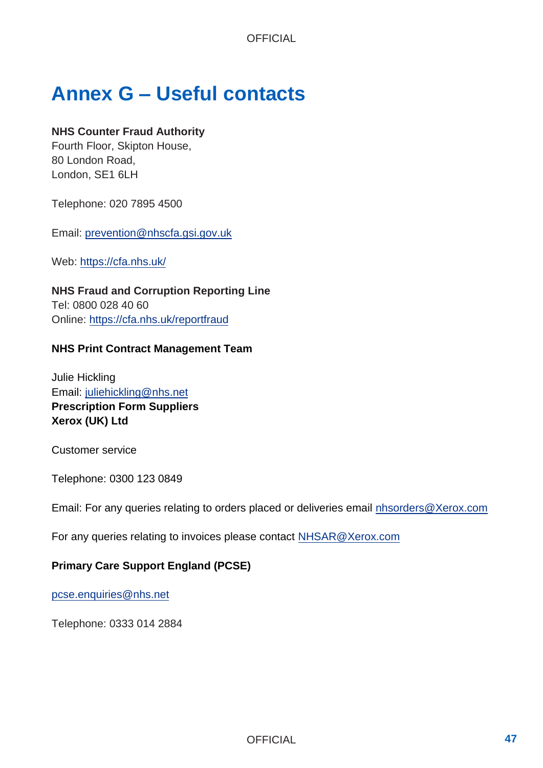# Annex G – Useful contacts

**NHS Counter Fraud Authority**
Fourth Floor, Skipton House,
80 London Road,
London, SE1 6LH

Telephone: 020 7895 4500

Email: prevention@nhscfa.gsi.gov.uk

Web: https://cfa.nhs.uk/

**NHS Fraud and Corruption Reporting Line**
Tel: 0800 028 40 60
Online: https://cfa.nhs.uk/reportfraud

**NHS Print Contract Management Team**

Julie Hickling
Email: juliehickling@nhs.net
**Prescription Form Suppliers**
**Xerox (UK) Ltd**

Customer service

Telephone: 0300 123 0849

Email: For any queries relating to orders placed or deliveries email nhsorders@Xerox.com

For any queries relating to invoices please contact NHSAR@Xerox.com

**Primary Care Support England (PCSE)**

pcse.enquiries@nhs.net

Telephone: 0333 014 2884